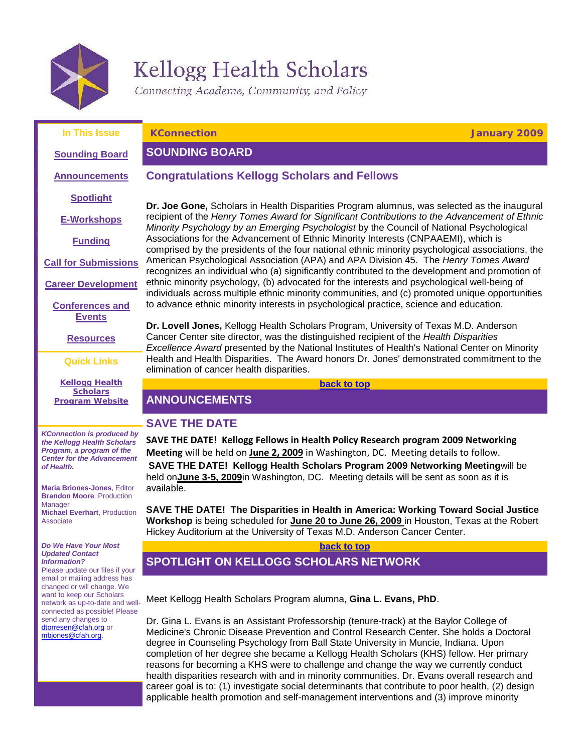# Kellogg Health Scholars

*Connecting Academe, Community, and Policy*

**In This Issue**

[Sounding Board](#)

[Announcements](#)

[Spotlight](#)

[E-Workshops](#)

[Funding](#)

[Call for Submissions](#)

[Career Development](#)

[Conferences and Events](#)

[Resources](#)

**Quick Links**

[Kellogg Health Scholars Program Website](#)

***KConnection is produced by the Kellogg Health Scholars Program, a program of the Center for the Advancement of Health.***

**Maria Briones-Jones**, Editor
**Brandon Moore**, Production Manager
**Michael Everhart**, Production Associate

***Do We Have Your Most Updated Contact Information?***
Please update our files if your email or mailing address has changed or will change. We want to keep our Scholars network as up-to-date and well-connected as possible! Please send any changes to dtorresen@cfah.org or mbjones@cfah.org.

**KConnection** — **January 2009**

## SOUNDING BOARD

### Congratulations Kellogg Scholars and Fellows

**Dr. Joe Gone,** Scholars in Health Disparities Program alumnus, was selected as the inaugural recipient of the *Henry Tomes Award for Significant Contributions to the Advancement of Ethnic Minority Psychology by an Emerging Psychologist* by the Council of National Psychological Associations for the Advancement of Ethnic Minority Interests (CNPAAEMI), which is comprised by the presidents of the four national ethnic minority psychological associations, the American Psychological Association (APA) and APA Division 45. The *Henry Tomes Award* recognizes an individual who (a) significantly contributed to the development and promotion of ethnic minority psychology, (b) advocated for the interests and psychological well-being of individuals across multiple ethnic minority communities, and (c) promoted unique opportunities to advance ethnic minority interests in psychological practice, science and education.

**Dr. Lovell Jones,** Kellogg Health Scholars Program, University of Texas M.D. Anderson Cancer Center site director, was the distinguished recipient of the *Health Disparities Excellence Award* presented by the National Institutes of Health's National Center on Minority Health and Health Disparities. The Award honors Dr. Jones' demonstrated commitment to the elimination of cancer health disparities.

[back to top](#)

## ANNOUNCEMENTS

### SAVE THE DATE

**SAVE THE DATE! Kellogg Fellows in Health Policy Research program 2009 Networking Meeting** will be held on **June 2, 2009** in Washington, DC. Meeting details to follow.
**SAVE THE DATE! Kellogg Health Scholars Program 2009 Networking Meeting** will be held on **June 3-5, 2009** in Washington, DC. Meeting details will be sent as soon as it is available.

**SAVE THE DATE! The Disparities in Health in America: Working Toward Social Justice Workshop** is being scheduled for **June 20 to June 26, 2009** in Houston, Texas at the Robert Hickey Auditorium at the University of Texas M.D. Anderson Cancer Center.

[back to top](#)

## SPOTLIGHT ON KELLOGG SCHOLARS NETWORK

Meet Kellogg Health Scholars Program alumna, **Gina L. Evans, PhD**.

Dr. Gina L. Evans is an Assistant Professorship (tenure-track) at the Baylor College of Medicine's Chronic Disease Prevention and Control Research Center. She holds a Doctoral degree in Counseling Psychology from Ball State University in Muncie, Indiana. Upon completion of her degree she became a Kellogg Health Scholars (KHS) fellow. Her primary reasons for becoming a KHS were to challenge and change the way we currently conduct health disparities research with and in minority communities. Dr. Evans overall research and career goal is to: (1) investigate social determinants that contribute to poor health, (2) design applicable health promotion and self-management interventions and (3) improve minority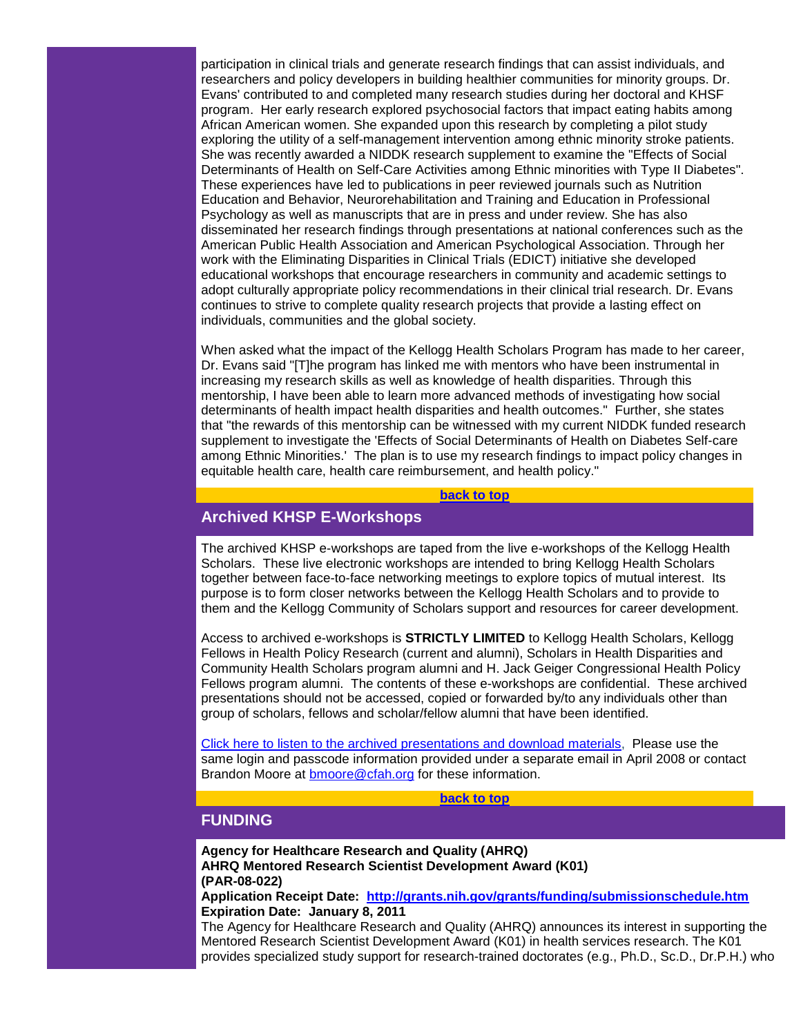participation in clinical trials and generate research findings that can assist individuals, and researchers and policy developers in building healthier communities for minority groups. Dr. Evans' contributed to and completed many research studies during her doctoral and KHSF program. Her early research explored psychosocial factors that impact eating habits among African American women. She expanded upon this research by completing a pilot study exploring the utility of a self-management intervention among ethnic minority stroke patients. She was recently awarded a NIDDK research supplement to examine the "Effects of Social Determinants of Health on Self-Care Activities among Ethnic minorities with Type II Diabetes". These experiences have led to publications in peer reviewed journals such as Nutrition Education and Behavior, Neurorehabilitation and Training and Education in Professional Psychology as well as manuscripts that are in press and under review. She has also disseminated her research findings through presentations at national conferences such as the American Public Health Association and American Psychological Association. Through her work with the Eliminating Disparities in Clinical Trials (EDICT) initiative she developed educational workshops that encourage researchers in community and academic settings to adopt culturally appropriate policy recommendations in their clinical trial research. Dr. Evans continues to strive to complete quality research projects that provide a lasting effect on individuals, communities and the global society.

When asked what the impact of the Kellogg Health Scholars Program has made to her career, Dr. Evans said "[T]he program has linked me with mentors who have been instrumental in increasing my research skills as well as knowledge of health disparities. Through this mentorship, I have been able to learn more advanced methods of investigating how social determinants of health impact health disparities and health outcomes." Further, she states that "the rewards of this mentorship can be witnessed with my current NIDDK funded research supplement to investigate the 'Effects of Social Determinants of Health on Diabetes Self-care among Ethnic Minorities.' The plan is to use my research findings to impact policy changes in equitable health care, health care reimbursement, and health policy."

[back to top]

## Archived KHSP E-Workshops

The archived KHSP e-workshops are taped from the live e-workshops of the Kellogg Health Scholars. These live electronic workshops are intended to bring Kellogg Health Scholars together between face-to-face networking meetings to explore topics of mutual interest. Its purpose is to form closer networks between the Kellogg Health Scholars and to provide to them and the Kellogg Community of Scholars support and resources for career development.

Access to archived e-workshops is **STRICTLY LIMITED** to Kellogg Health Scholars, Kellogg Fellows in Health Policy Research (current and alumni), Scholars in Health Disparities and Community Health Scholars program alumni and H. Jack Geiger Congressional Health Policy Fellows program alumni. The contents of these e-workshops are confidential. These archived presentations should not be accessed, copied or forwarded by/to any individuals other than group of scholars, fellows and scholar/fellow alumni that have been identified.

[Click here to listen to the archived presentations and download materials], Please use the same login and passcode information provided under a separate email in April 2008 or contact Brandon Moore at bmoore@cfah.org for these information.

[back to top]

## FUNDING

**Agency for Healthcare Research and Quality (AHRQ)**
**AHRQ Mentored Research Scientist Development Award (K01)**
**(PAR-08-022)**
**Application Receipt Date: http://grants.nih.gov/grants/funding/submissionschedule.htm**
**Expiration Date: January 8, 2011**
The Agency for Healthcare Research and Quality (AHRQ) announces its interest in supporting the Mentored Research Scientist Development Award (K01) in health services research. The K01 provides specialized study support for research-trained doctorates (e.g., Ph.D., Sc.D., Dr.P.H.) who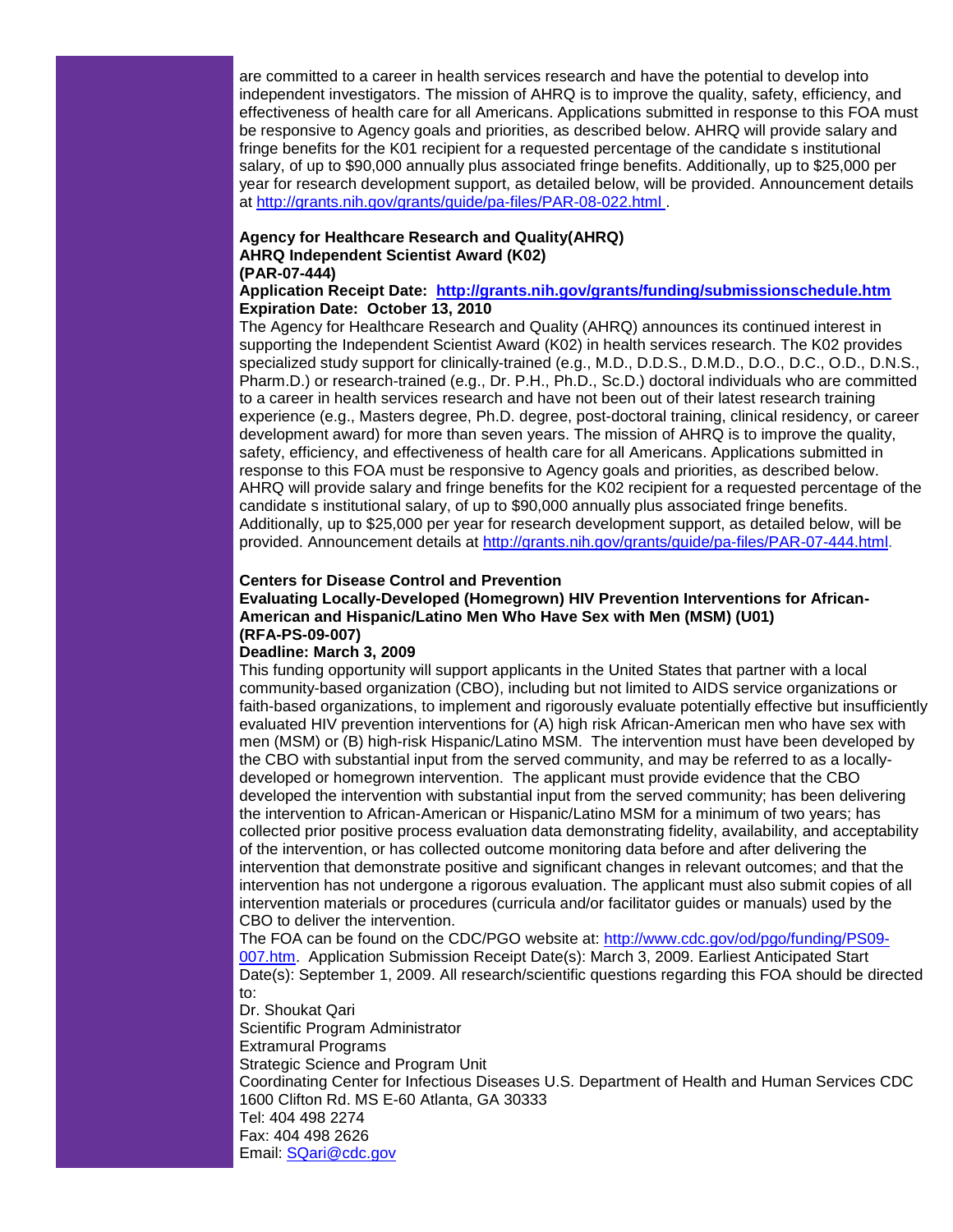are committed to a career in health services research and have the potential to develop into independent investigators. The mission of AHRQ is to improve the quality, safety, efficiency, and effectiveness of health care for all Americans. Applications submitted in response to this FOA must be responsive to Agency goals and priorities, as described below. AHRQ will provide salary and fringe benefits for the K01 recipient for a requested percentage of the candidate s institutional salary, of up to $90,000 annually plus associated fringe benefits. Additionally, up to $25,000 per year for research development support, as detailed below, will be provided. Announcement details at http://grants.nih.gov/grants/guide/pa-files/PAR-08-022.html .

**Agency for Healthcare Research and Quality(AHRQ)**
**AHRQ Independent Scientist Award (K02)**
**(PAR-07-444)**
**Application Receipt Date: http://grants.nih.gov/grants/funding/submissionschedule.htm**
**Expiration Date: October 13, 2010**

The Agency for Healthcare Research and Quality (AHRQ) announces its continued interest in supporting the Independent Scientist Award (K02) in health services research. The K02 provides specialized study support for clinically-trained (e.g., M.D., D.D.S., D.M.D., D.O., D.C., O.D., D.N.S., Pharm.D.) or research-trained (e.g., Dr. P.H., Ph.D., Sc.D.) doctoral individuals who are committed to a career in health services research and have not been out of their latest research training experience (e.g., Masters degree, Ph.D. degree, post-doctoral training, clinical residency, or career development award) for more than seven years. The mission of AHRQ is to improve the quality, safety, efficiency, and effectiveness of health care for all Americans. Applications submitted in response to this FOA must be responsive to Agency goals and priorities, as described below. AHRQ will provide salary and fringe benefits for the K02 recipient for a requested percentage of the candidate s institutional salary, of up to $90,000 annually plus associated fringe benefits. Additionally, up to $25,000 per year for research development support, as detailed below, will be provided. Announcement details at http://grants.nih.gov/grants/guide/pa-files/PAR-07-444.html.

**Centers for Disease Control and Prevention**
**Evaluating Locally-Developed (Homegrown) HIV Prevention Interventions for African-American and Hispanic/Latino Men Who Have Sex with Men (MSM) (U01)**
**(RFA-PS-09-007)**
**Deadline: March 3, 2009**

This funding opportunity will support applicants in the United States that partner with a local community-based organization (CBO), including but not limited to AIDS service organizations or faith-based organizations, to implement and rigorously evaluate potentially effective but insufficiently evaluated HIV prevention interventions for (A) high risk African-American men who have sex with men (MSM) or (B) high-risk Hispanic/Latino MSM. The intervention must have been developed by the CBO with substantial input from the served community, and may be referred to as a locally-developed or homegrown intervention. The applicant must provide evidence that the CBO developed the intervention with substantial input from the served community; has been delivering the intervention to African-American or Hispanic/Latino MSM for a minimum of two years; has collected prior positive process evaluation data demonstrating fidelity, availability, and acceptability of the intervention, or has collected outcome monitoring data before and after delivering the intervention that demonstrate positive and significant changes in relevant outcomes; and that the intervention has not undergone a rigorous evaluation. The applicant must also submit copies of all intervention materials or procedures (curricula and/or facilitator guides or manuals) used by the CBO to deliver the intervention.

The FOA can be found on the CDC/PGO website at: http://www.cdc.gov/od/pgo/funding/PS09-007.htm. Application Submission Receipt Date(s): March 3, 2009. Earliest Anticipated Start Date(s): September 1, 2009. All research/scientific questions regarding this FOA should be directed to:

Dr. Shoukat Qari
Scientific Program Administrator
Extramural Programs
Strategic Science and Program Unit
Coordinating Center for Infectious Diseases U.S. Department of Health and Human Services CDC
1600 Clifton Rd. MS E-60 Atlanta, GA 30333
Tel: 404 498 2274
Fax: 404 498 2626
Email: SQari@cdc.gov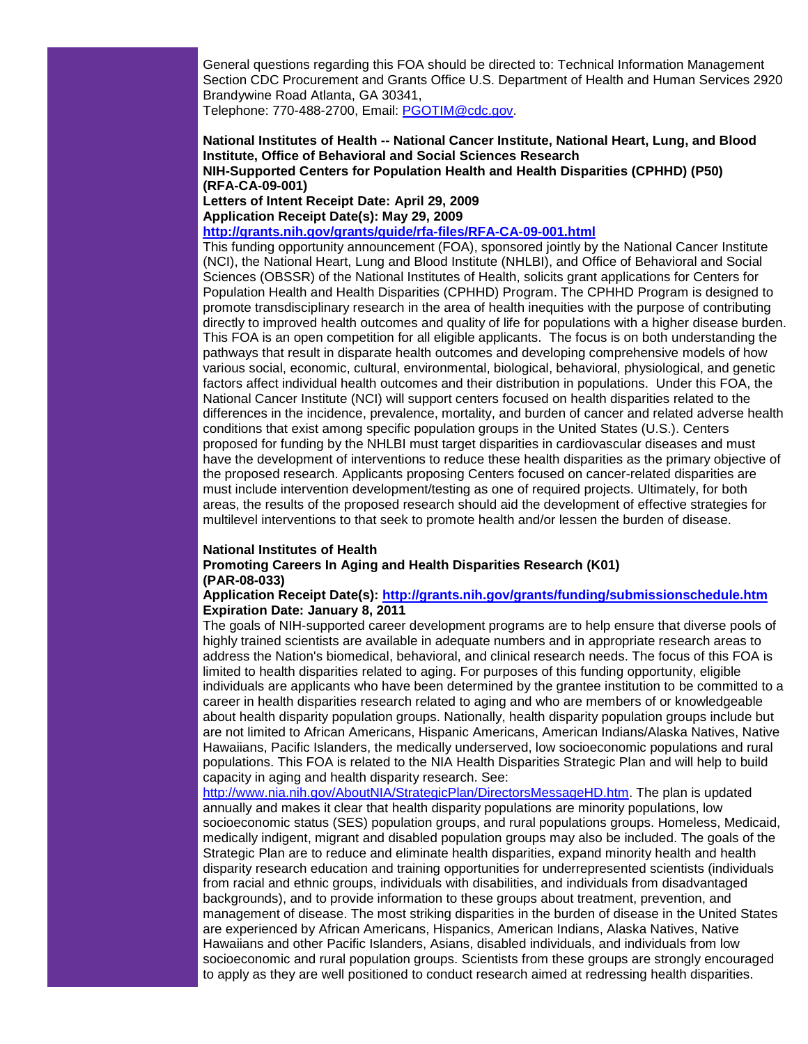General questions regarding this FOA should be directed to: Technical Information Management Section CDC Procurement and Grants Office U.S. Department of Health and Human Services 2920 Brandywine Road Atlanta, GA 30341,
Telephone: 770-488-2700, Email: [PGOTIM@cdc.gov](mailto:PGOTIM@cdc.gov).

**National Institutes of Health -- National Cancer Institute, National Heart, Lung, and Blood Institute, Office of Behavioral and Social Sciences Research**
**NIH-Supported Centers for Population Health and Health Disparities (CPHHD) (P50) (RFA-CA-09-001)**
**Letters of Intent Receipt Date: April 29, 2009**
**Application Receipt Date(s): May 29, 2009**
**[http://grants.nih.gov/grants/guide/rfa-files/RFA-CA-09-001.html](http://grants.nih.gov/grants/guide/rfa-files/RFA-CA-09-001.html)**
This funding opportunity announcement (FOA), sponsored jointly by the National Cancer Institute (NCI), the National Heart, Lung and Blood Institute (NHLBI), and Office of Behavioral and Social Sciences (OBSSR) of the National Institutes of Health, solicits grant applications for Centers for Population Health and Health Disparities (CPHHD) Program. The CPHHD Program is designed to promote transdisciplinary research in the area of health inequities with the purpose of contributing directly to improved health outcomes and quality of life for populations with a higher disease burden. This FOA is an open competition for all eligible applicants. The focus is on both understanding the pathways that result in disparate health outcomes and developing comprehensive models of how various social, economic, cultural, environmental, biological, behavioral, physiological, and genetic factors affect individual health outcomes and their distribution in populations. Under this FOA, the National Cancer Institute (NCI) will support centers focused on health disparities related to the differences in the incidence, prevalence, mortality, and burden of cancer and related adverse health conditions that exist among specific population groups in the United States (U.S.). Centers proposed for funding by the NHLBI must target disparities in cardiovascular diseases and must have the development of interventions to reduce these health disparities as the primary objective of the proposed research. Applicants proposing Centers focused on cancer-related disparities are must include intervention development/testing as one of required projects. Ultimately, for both areas, the results of the proposed research should aid the development of effective strategies for multilevel interventions to that seek to promote health and/or lessen the burden of disease.

**National Institutes of Health**
**Promoting Careers In Aging and Health Disparities Research (K01) (PAR-08-033)**
**Application Receipt Date(s): [http://grants.nih.gov/grants/funding/submissionschedule.htm](http://grants.nih.gov/grants/funding/submissionschedule.htm)**
**Expiration Date: January 8, 2011**
The goals of NIH-supported career development programs are to help ensure that diverse pools of highly trained scientists are available in adequate numbers and in appropriate research areas to address the Nation's biomedical, behavioral, and clinical research needs. The focus of this FOA is limited to health disparities related to aging. For purposes of this funding opportunity, eligible individuals are applicants who have been determined by the grantee institution to be committed to a career in health disparities research related to aging and who are members of or knowledgeable about health disparity population groups. Nationally, health disparity population groups include but are not limited to African Americans, Hispanic Americans, American Indians/Alaska Natives, Native Hawaiians, Pacific Islanders, the medically underserved, low socioeconomic populations and rural populations. This FOA is related to the NIA Health Disparities Strategic Plan and will help to build capacity in aging and health disparity research. See:
[http://www.nia.nih.gov/AboutNIA/StrategicPlan/DirectorsMessageHD.htm](http://www.nia.nih.gov/AboutNIA/StrategicPlan/DirectorsMessageHD.htm). The plan is updated annually and makes it clear that health disparity populations are minority populations, low socioeconomic status (SES) population groups, and rural populations groups. Homeless, Medicaid, medically indigent, migrant and disabled population groups may also be included. The goals of the Strategic Plan are to reduce and eliminate health disparities, expand minority health and health disparity research education and training opportunities for underrepresented scientists (individuals from racial and ethnic groups, individuals with disabilities, and individuals from disadvantaged backgrounds), and to provide information to these groups about treatment, prevention, and management of disease. The most striking disparities in the burden of disease in the United States are experienced by African Americans, Hispanics, American Indians, Alaska Natives, Native Hawaiians and other Pacific Islanders, Asians, disabled individuals, and individuals from low socioeconomic and rural population groups. Scientists from these groups are strongly encouraged to apply as they are well positioned to conduct research aimed at redressing health disparities.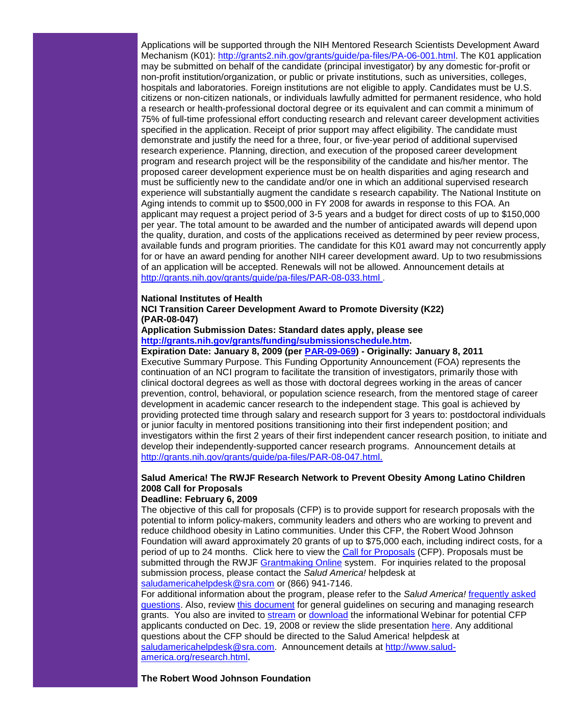Applications will be supported through the NIH Mentored Research Scientists Development Award Mechanism (K01): http://grants2.nih.gov/grants/guide/pa-files/PA-06-001.html. The K01 application may be submitted on behalf of the candidate (principal investigator) by any domestic for-profit or non-profit institution/organization, or public or private institutions, such as universities, colleges, hospitals and laboratories. Foreign institutions are not eligible to apply. Candidates must be U.S. citizens or non-citizen nationals, or individuals lawfully admitted for permanent residence, who hold a research or health-professional doctoral degree or its equivalent and can commit a minimum of 75% of full-time professional effort conducting research and relevant career development activities specified in the application. Receipt of prior support may affect eligibility. The candidate must demonstrate and justify the need for a three, four, or five-year period of additional supervised research experience. Planning, direction, and execution of the proposed career development program and research project will be the responsibility of the candidate and his/her mentor. The proposed career development experience must be on health disparities and aging research and must be sufficiently new to the candidate and/or one in which an additional supervised research experience will substantially augment the candidate s research capability. The National Institute on Aging intends to commit up to $500,000 in FY 2008 for awards in response to this FOA. An applicant may request a project period of 3-5 years and a budget for direct costs of up to $150,000 per year. The total amount to be awarded and the number of anticipated awards will depend upon the quality, duration, and costs of the applications received as determined by peer review process, available funds and program priorities. The candidate for this K01 award may not concurrently apply for or have an award pending for another NIH career development award. Up to two resubmissions of an application will be accepted. Renewals will not be allowed. Announcement details at http://grants.nih.gov/grants/guide/pa-files/PAR-08-033.html .

**National Institutes of Health**
**NCI Transition Career Development Award to Promote Diversity (K22) (PAR-08-047)**
**Application Submission Dates: Standard dates apply, please see http://grants.nih.gov/grants/funding/submissionschedule.htm.**
**Expiration Date: January 8, 2009 (per PAR-09-069) - Originally: January 8, 2011**
Executive Summary Purpose. This Funding Opportunity Announcement (FOA) represents the continuation of an NCI program to facilitate the transition of investigators, primarily those with clinical doctoral degrees as well as those with doctoral degrees working in the areas of cancer prevention, control, behavioral, or population science research, from the mentored stage of career development in academic cancer research to the independent stage. This goal is achieved by providing protected time through salary and research support for 3 years to: postdoctoral individuals or junior faculty in mentored positions transitioning into their first independent position; and investigators within the first 2 years of their first independent cancer research position, to initiate and develop their independently-supported cancer research programs. Announcement details at http://grants.nih.gov/grants/guide/pa-files/PAR-08-047.html.

**Salud America! The RWJF Research Network to Prevent Obesity Among Latino Children 2008 Call for Proposals**
**Deadline: February 6, 2009**
The objective of this call for proposals (CFP) is to provide support for research proposals with the potential to inform policy-makers, community leaders and others who are working to prevent and reduce childhood obesity in Latino communities. Under this CFP, the Robert Wood Johnson Foundation will award approximately 20 grants of up to $75,000 each, including indirect costs, for a period of up to 24 months. Click here to view the Call for Proposals (CFP). Proposals must be submitted through the RWJF Grantmaking Online system. For inquiries related to the proposal submission process, please contact the *Salud America!* helpdesk at saludamericahelpdesk@sra.com or (866) 941-7146.
For additional information about the program, please refer to the *Salud America!* frequently asked questions. Also, review this document for general guidelines on securing and managing research grants. You also are invited to stream or download the informational Webinar for potential CFP applicants conducted on Dec. 19, 2008 or review the slide presentation here. Any additional questions about the CFP should be directed to the Salud America! helpdesk at saludamericahelpdesk@sra.com. Announcement details at http://www.salud-america.org/research.html**.**

**The Robert Wood Johnson Foundation**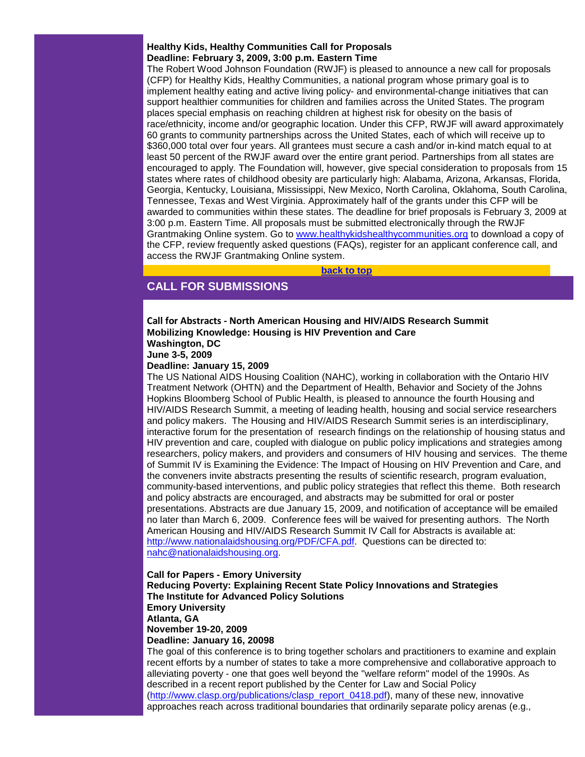**Healthy Kids, Healthy Communities Call for Proposals**
**Deadline: February 3, 2009, 3:00 p.m. Eastern Time**

The Robert Wood Johnson Foundation (RWJF) is pleased to announce a new call for proposals (CFP) for Healthy Kids, Healthy Communities, a national program whose primary goal is to implement healthy eating and active living policy- and environmental-change initiatives that can support healthier communities for children and families across the United States. The program places special emphasis on reaching children at highest risk for obesity on the basis of race/ethnicity, income and/or geographic location. Under this CFP, RWJF will award approximately 60 grants to community partnerships across the United States, each of which will receive up to $360,000 total over four years. All grantees must secure a cash and/or in-kind match equal to at least 50 percent of the RWJF award over the entire grant period. Partnerships from all states are encouraged to apply. The Foundation will, however, give special consideration to proposals from 15 states where rates of childhood obesity are particularly high: Alabama, Arizona, Arkansas, Florida, Georgia, Kentucky, Louisiana, Mississippi, New Mexico, North Carolina, Oklahoma, South Carolina, Tennessee, Texas and West Virginia. Approximately half of the grants under this CFP will be awarded to communities within these states. The deadline for brief proposals is February 3, 2009 at 3:00 p.m. Eastern Time. All proposals must be submitted electronically through the RWJF Grantmaking Online system. Go to www.healthykidshealthycommunities.org to download a copy of the CFP, review frequently asked questions (FAQs), register for an applicant conference call, and access the RWJF Grantmaking Online system.

**back to top**

## CALL FOR SUBMISSIONS

**Call for Abstracts - North American Housing and HIV/AIDS Research Summit**
**Mobilizing Knowledge: Housing is HIV Prevention and Care**
**Washington, DC**
**June 3-5, 2009**
**Deadline: January 15, 2009**

The US National AIDS Housing Coalition (NAHC), working in collaboration with the Ontario HIV Treatment Network (OHTN) and the Department of Health, Behavior and Society of the Johns Hopkins Bloomberg School of Public Health, is pleased to announce the fourth Housing and HIV/AIDS Research Summit, a meeting of leading health, housing and social service researchers and policy makers. The Housing and HIV/AIDS Research Summit series is an interdisciplinary, interactive forum for the presentation of research findings on the relationship of housing status and HIV prevention and care, coupled with dialogue on public policy implications and strategies among researchers, policy makers, and providers and consumers of HIV housing and services. The theme of Summit IV is Examining the Evidence: The Impact of Housing on HIV Prevention and Care, and the conveners invite abstracts presenting the results of scientific research, program evaluation, community-based interventions, and public policy strategies that reflect this theme. Both research and policy abstracts are encouraged, and abstracts may be submitted for oral or poster presentations. Abstracts are due January 15, 2009, and notification of acceptance will be emailed no later than March 6, 2009. Conference fees will be waived for presenting authors. The North American Housing and HIV/AIDS Research Summit IV Call for Abstracts is available at: http://www.nationalaidshousing.org/PDF/CFA.pdf. Questions can be directed to: nahc@nationalaidshousing.org.

**Call for Papers - Emory University**
**Reducing Poverty: Explaining Recent State Policy Innovations and Strategies**
**The Institute for Advanced Policy Solutions**
**Emory University**
**Atlanta, GA**
**November 19-20, 2009**
**Deadline: January 16, 20098**

The goal of this conference is to bring together scholars and practitioners to examine and explain recent efforts by a number of states to take a more comprehensive and collaborative approach to alleviating poverty - one that goes well beyond the "welfare reform" model of the 1990s. As described in a recent report published by the Center for Law and Social Policy (http://www.clasp.org/publications/clasp_report_0418.pdf), many of these new, innovative approaches reach across traditional boundaries that ordinarily separate policy arenas (e.g.,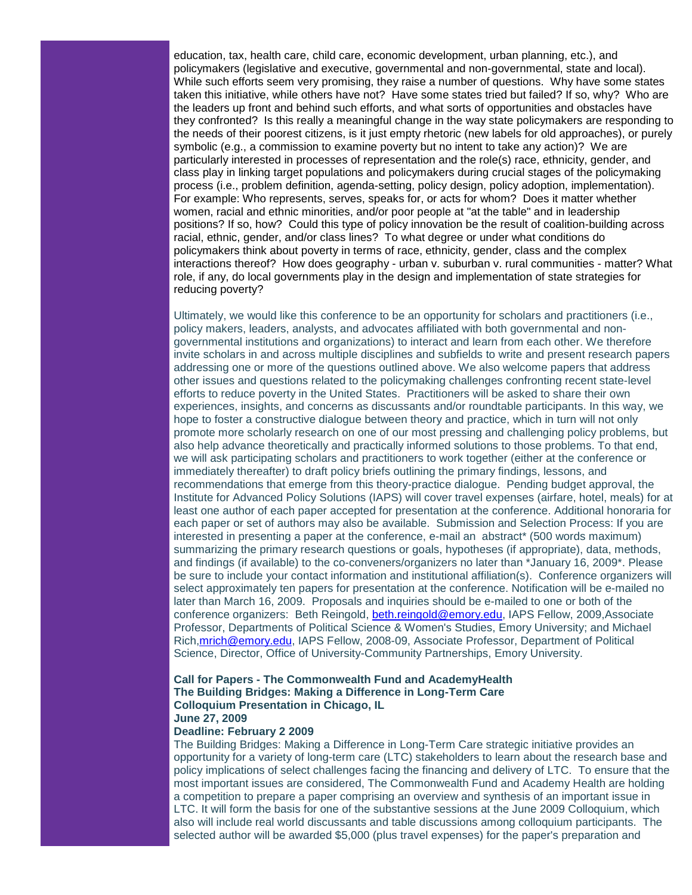education, tax, health care, child care, economic development, urban planning, etc.), and policymakers (legislative and executive, governmental and non-governmental, state and local). While such efforts seem very promising, they raise a number of questions. Why have some states taken this initiative, while others have not? Have some states tried but failed? If so, why? Who are the leaders up front and behind such efforts, and what sorts of opportunities and obstacles have they confronted? Is this really a meaningful change in the way state policymakers are responding to the needs of their poorest citizens, is it just empty rhetoric (new labels for old approaches), or purely symbolic (e.g., a commission to examine poverty but no intent to take any action)? We are particularly interested in processes of representation and the role(s) race, ethnicity, gender, and class play in linking target populations and policymakers during crucial stages of the policymaking process (i.e., problem definition, agenda-setting, policy design, policy adoption, implementation). For example: Who represents, serves, speaks for, or acts for whom? Does it matter whether women, racial and ethnic minorities, and/or poor people at "at the table" and in leadership positions? If so, how? Could this type of policy innovation be the result of coalition-building across racial, ethnic, gender, and/or class lines? To what degree or under what conditions do policymakers think about poverty in terms of race, ethnicity, gender, class and the complex interactions thereof? How does geography - urban v. suburban v. rural communities - matter? What role, if any, do local governments play in the design and implementation of state strategies for reducing poverty?

Ultimately, we would like this conference to be an opportunity for scholars and practitioners (i.e., policy makers, leaders, analysts, and advocates affiliated with both governmental and non-governmental institutions and organizations) to interact and learn from each other. We therefore invite scholars in and across multiple disciplines and subfields to write and present research papers addressing one or more of the questions outlined above. We also welcome papers that address other issues and questions related to the policymaking challenges confronting recent state-level efforts to reduce poverty in the United States. Practitioners will be asked to share their own experiences, insights, and concerns as discussants and/or roundtable participants. In this way, we hope to foster a constructive dialogue between theory and practice, which in turn will not only promote more scholarly research on one of our most pressing and challenging policy problems, but also help advance theoretically and practically informed solutions to those problems. To that end, we will ask participating scholars and practitioners to work together (either at the conference or immediately thereafter) to draft policy briefs outlining the primary findings, lessons, and recommendations that emerge from this theory-practice dialogue. Pending budget approval, the Institute for Advanced Policy Solutions (IAPS) will cover travel expenses (airfare, hotel, meals) for at least one author of each paper accepted for presentation at the conference. Additional honoraria for each paper or set of authors may also be available. Submission and Selection Process: If you are interested in presenting a paper at the conference, e-mail an abstract* (500 words maximum) summarizing the primary research questions or goals, hypotheses (if appropriate), data, methods, and findings (if available) to the co-conveners/organizers no later than *January 16, 2009*. Please be sure to include your contact information and institutional affiliation(s). Conference organizers will select approximately ten papers for presentation at the conference. Notification will be e-mailed no later than March 16, 2009. Proposals and inquiries should be e-mailed to one or both of the conference organizers: Beth Reingold, beth.reingold@emory.edu, IAPS Fellow, 2009,Associate Professor, Departments of Political Science & Women's Studies, Emory University; and Michael Rich,mrich@emory.edu, IAPS Fellow, 2008-09, Associate Professor, Department of Political Science, Director, Office of University-Community Partnerships, Emory University.

**Call for Papers - The Commonwealth Fund and AcademyHealth**
**The Building Bridges: Making a Difference in Long-Term Care**
**Colloquium Presentation in Chicago, IL**
**June 27, 2009**
**Deadline: February 2 2009**

The Building Bridges: Making a Difference in Long-Term Care strategic initiative provides an opportunity for a variety of long-term care (LTC) stakeholders to learn about the research base and policy implications of select challenges facing the financing and delivery of LTC. To ensure that the most important issues are considered, The Commonwealth Fund and Academy Health are holding a competition to prepare a paper comprising an overview and synthesis of an important issue in LTC. It will form the basis for one of the substantive sessions at the June 2009 Colloquium, which also will include real world discussants and table discussions among colloquium participants. The selected author will be awarded $5,000 (plus travel expenses) for the paper's preparation and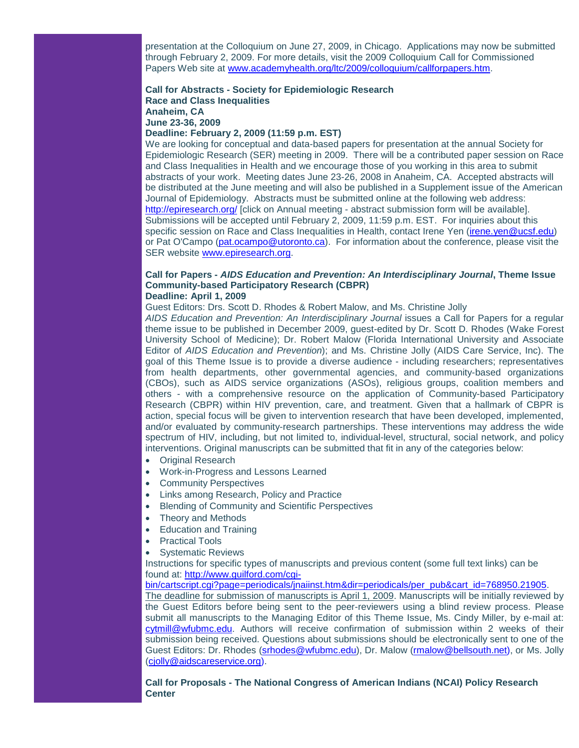presentation at the Colloquium on June 27, 2009, in Chicago. Applications may now be submitted through February 2, 2009. For more details, visit the 2009 Colloquium Call for Commissioned Papers Web site at [www.academyhealth.org/ltc/2009/colloquium/callforpapers.htm](www.academyhealth.org/ltc/2009/colloquium/callforpapers.htm).

**Call for Abstracts - Society for Epidemiologic Research**
**Race and Class Inequalities**
**Anaheim, CA**
**June 23-36, 2009**
**Deadline: February 2, 2009 (11:59 p.m. EST)**

We are looking for conceptual and data-based papers for presentation at the annual Society for Epidemiologic Research (SER) meeting in 2009. There will be a contributed paper session on Race and Class Inequalities in Health and we encourage those of you working in this area to submit abstracts of your work. Meeting dates June 23-26, 2008 in Anaheim, CA. Accepted abstracts will be distributed at the June meeting and will also be published in a Supplement issue of the American Journal of Epidemiology. Abstracts must be submitted online at the following web address: [http://epiresearch.org/](http://epiresearch.org/) [click on Annual meeting - abstract submission form will be available]. Submissions will be accepted until February 2, 2009, 11:59 p.m. EST. For inquiries about this specific session on Race and Class Inequalities in Health, contact Irene Yen ([irene.yen@ucsf.edu](mailto:irene.yen@ucsf.edu)) or Pat O'Campo ([pat.ocampo@utoronto.ca](mailto:pat.ocampo@utoronto.ca)). For information about the conference, please visit the SER website [www.epiresearch.org](www.epiresearch.org).

**Call for Papers - *AIDS Education and Prevention: An Interdisciplinary Journal*, Theme Issue**
**Community-based Participatory Research (CBPR)**
**Deadline: April 1, 2009**

Guest Editors: Drs. Scott D. Rhodes & Robert Malow, and Ms. Christine Jolly

*AIDS Education and Prevention: An Interdisciplinary Journal* issues a Call for Papers for a regular theme issue to be published in December 2009, guest-edited by Dr. Scott D. Rhodes (Wake Forest University School of Medicine); Dr. Robert Malow (Florida International University and Associate Editor of *AIDS Education and Prevention*); and Ms. Christine Jolly (AIDS Care Service, Inc). The goal of this Theme Issue is to provide a diverse audience - including researchers; representatives from health departments, other governmental agencies, and community-based organizations (CBOs), such as AIDS service organizations (ASOs), religious groups, coalition members and others - with a comprehensive resource on the application of Community-based Participatory Research (CBPR) within HIV prevention, care, and treatment. Given that a hallmark of CBPR is action, special focus will be given to intervention research that have been developed, implemented, and/or evaluated by community-research partnerships. These interventions may address the wide spectrum of HIV, including, but not limited to, individual-level, structural, social network, and policy interventions. Original manuscripts can be submitted that fit in any of the categories below:

- Original Research
- Work-in-Progress and Lessons Learned
- Community Perspectives
- Links among Research, Policy and Practice
- Blending of Community and Scientific Perspectives
- Theory and Methods
- Education and Training
- Practical Tools
- Systematic Reviews

Instructions for specific types of manuscripts and previous content (some full text links) can be found at: [http://www.guilford.com/cgi-bin/cartscript.cgi?page=periodicals/jnaiinst.htm&dir=periodicals/per_pub&cart_id=768950.21905](http://www.guilford.com/cgi-bin/cartscript.cgi?page=periodicals/jnaiinst.htm&dir=periodicals/per_pub&cart_id=768950.21905). The deadline for submission of manuscripts is April 1, 2009. Manuscripts will be initially reviewed by the Guest Editors before being sent to the peer-reviewers using a blind review process. Please submit all manuscripts to the Managing Editor of this Theme Issue, Ms. Cindy Miller, by e-mail at: [cytmill@wfubmc.edu](mailto:cytmill@wfubmc.edu). Authors will receive confirmation of submission within 2 weeks of their submission being received. Questions about submissions should be electronically sent to one of the Guest Editors: Dr. Rhodes ([srhodes@wfubmc.edu](mailto:srhodes@wfubmc.edu)), Dr. Malow ([rmalow@bellsouth.net](mailto:rmalow@bellsouth.net)), or Ms. Jolly ([cjolly@aidscareservice.org](mailto:cjolly@aidscareservice.org)).

**Call for Proposals - The National Congress of American Indians (NCAI) Policy Research Center**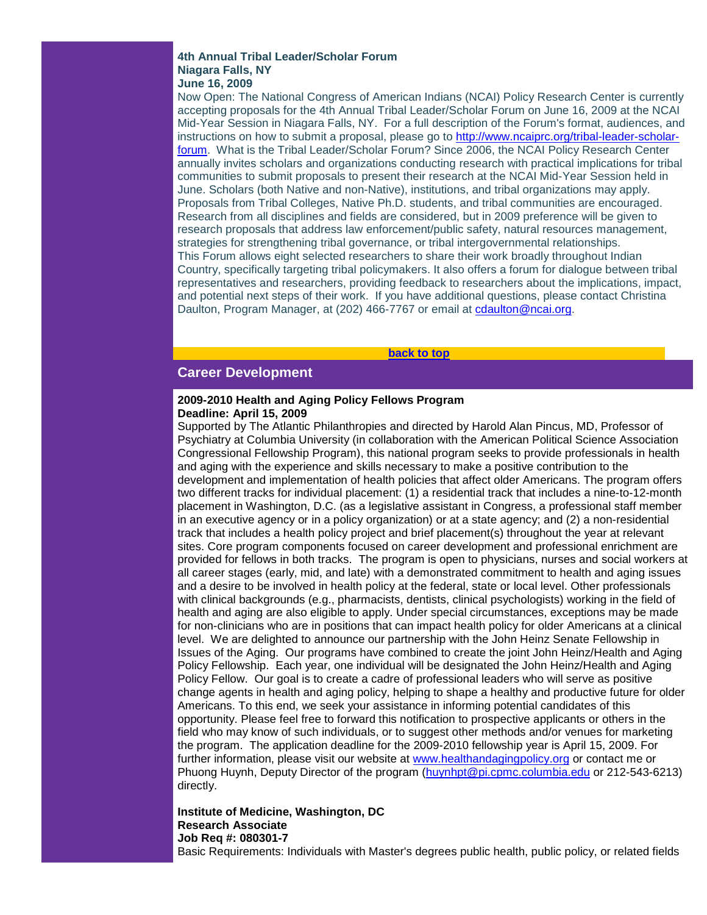**4th Annual Tribal Leader/Scholar Forum**
**Niagara Falls, NY**
**June 16, 2009**

Now Open: The National Congress of American Indians (NCAI) Policy Research Center is currently accepting proposals for the 4th Annual Tribal Leader/Scholar Forum on June 16, 2009 at the NCAI Mid-Year Session in Niagara Falls, NY. For a full description of the Forum's format, audiences, and instructions on how to submit a proposal, please go to [http://www.ncaiprc.org/tribal-leader-scholar-forum](http://www.ncaiprc.org/tribal-leader-scholar-forum). What is the Tribal Leader/Scholar Forum? Since 2006, the NCAI Policy Research Center annually invites scholars and organizations conducting research with practical implications for tribal communities to submit proposals to present their research at the NCAI Mid-Year Session held in June. Scholars (both Native and non-Native), institutions, and tribal organizations may apply. Proposals from Tribal Colleges, Native Ph.D. students, and tribal communities are encouraged. Research from all disciplines and fields are considered, but in 2009 preference will be given to research proposals that address law enforcement/public safety, natural resources management, strategies for strengthening tribal governance, or tribal intergovernmental relationships.
This Forum allows eight selected researchers to share their work broadly throughout Indian Country, specifically targeting tribal policymakers. It also offers a forum for dialogue between tribal representatives and researchers, providing feedback to researchers about the implications, impact, and potential next steps of their work. If you have additional questions, please contact Christina Daulton, Program Manager, at (202) 466-7767 or email at [cdaulton@ncai.org](mailto:cdaulton@ncai.org).

**back to top**

## Career Development

**2009-2010 Health and Aging Policy Fellows Program**
**Deadline: April 15, 2009**

Supported by The Atlantic Philanthropies and directed by Harold Alan Pincus, MD, Professor of Psychiatry at Columbia University (in collaboration with the American Political Science Association Congressional Fellowship Program), this national program seeks to provide professionals in health and aging with the experience and skills necessary to make a positive contribution to the development and implementation of health policies that affect older Americans. The program offers two different tracks for individual placement: (1) a residential track that includes a nine-to-12-month placement in Washington, D.C. (as a legislative assistant in Congress, a professional staff member in an executive agency or in a policy organization) or at a state agency; and (2) a non-residential track that includes a health policy project and brief placement(s) throughout the year at relevant sites. Core program components focused on career development and professional enrichment are provided for fellows in both tracks. The program is open to physicians, nurses and social workers at all career stages (early, mid, and late) with a demonstrated commitment to health and aging issues and a desire to be involved in health policy at the federal, state or local level. Other professionals with clinical backgrounds (e.g., pharmacists, dentists, clinical psychologists) working in the field of health and aging are also eligible to apply. Under special circumstances, exceptions may be made for non-clinicians who are in positions that can impact health policy for older Americans at a clinical level. We are delighted to announce our partnership with the John Heinz Senate Fellowship in Issues of the Aging. Our programs have combined to create the joint John Heinz/Health and Aging Policy Fellowship. Each year, one individual will be designated the John Heinz/Health and Aging Policy Fellow. Our goal is to create a cadre of professional leaders who will serve as positive change agents in health and aging policy, helping to shape a healthy and productive future for older Americans. To this end, we seek your assistance in informing potential candidates of this opportunity. Please feel free to forward this notification to prospective applicants or others in the field who may know of such individuals, or to suggest other methods and/or venues for marketing the program. The application deadline for the 2009-2010 fellowship year is April 15, 2009. For further information, please visit our website at [www.healthandagingpolicy.org](http://www.healthandagingpolicy.org) or contact me or Phuong Huynh, Deputy Director of the program ([huynhpt@pi.cpmc.columbia.edu](mailto:huynhpt@pi.cpmc.columbia.edu) or 212-543-6213) directly.

**Institute of Medicine, Washington, DC**
**Research Associate**
**Job Req #: 080301-7**

Basic Requirements: Individuals with Master's degrees public health, public policy, or related fields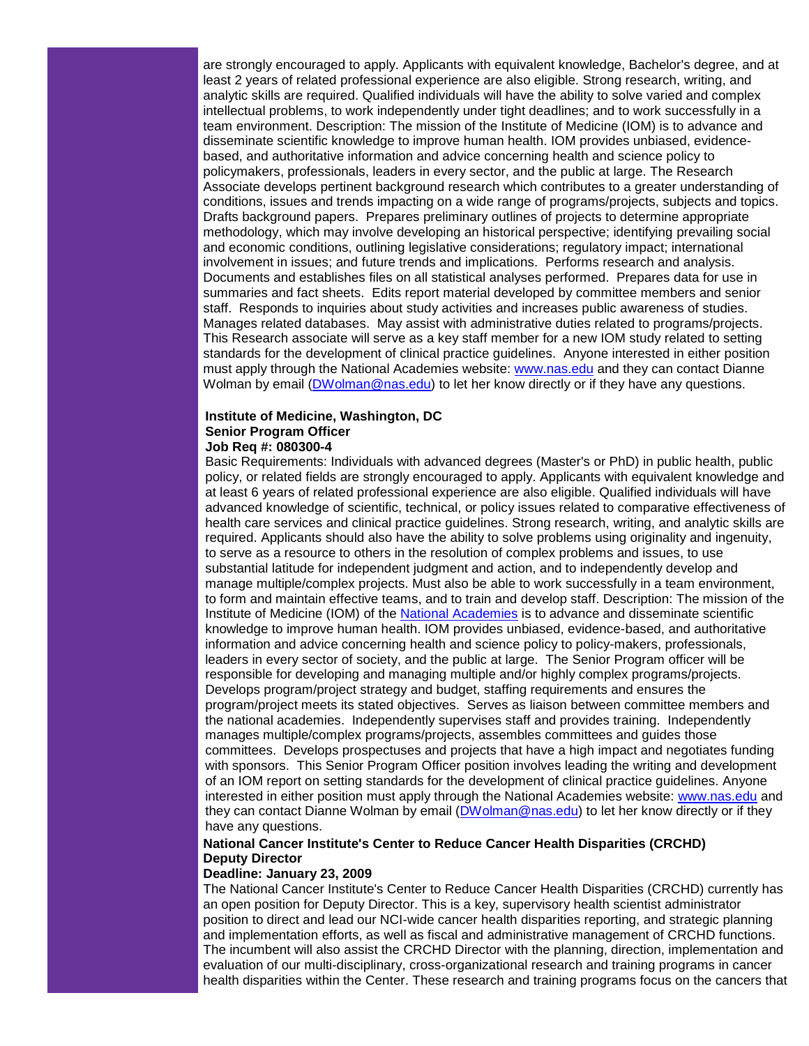are strongly encouraged to apply. Applicants with equivalent knowledge, Bachelor's degree, and at least 2 years of related professional experience are also eligible. Strong research, writing, and analytic skills are required. Qualified individuals will have the ability to solve varied and complex intellectual problems, to work independently under tight deadlines; and to work successfully in a team environment. Description: The mission of the Institute of Medicine (IOM) is to advance and disseminate scientific knowledge to improve human health. IOM provides unbiased, evidence-based, and authoritative information and advice concerning health and science policy to policymakers, professionals, leaders in every sector, and the public at large. The Research Associate develops pertinent background research which contributes to a greater understanding of conditions, issues and trends impacting on a wide range of programs/projects, subjects and topics. Drafts background papers. Prepares preliminary outlines of projects to determine appropriate methodology, which may involve developing an historical perspective; identifying prevailing social and economic conditions, outlining legislative considerations; regulatory impact; international involvement in issues; and future trends and implications. Performs research and analysis. Documents and establishes files on all statistical analyses performed. Prepares data for use in summaries and fact sheets. Edits report material developed by committee members and senior staff. Responds to inquiries about study activities and increases public awareness of studies. Manages related databases. May assist with administrative duties related to programs/projects. This Research associate will serve as a key staff member for a new IOM study related to setting standards for the development of clinical practice guidelines. Anyone interested in either position must apply through the National Academies website: [www.nas.edu](www.nas.edu) and they can contact Dianne Wolman by email ([DWolman@nas.edu](mailto:DWolman@nas.edu)) to let her know directly or if they have any questions.

**Institute of Medicine, Washington, DC**
**Senior Program Officer**
**Job Req #: 080300-4**

Basic Requirements: Individuals with advanced degrees (Master's or PhD) in public health, public policy, or related fields are strongly encouraged to apply. Applicants with equivalent knowledge and at least 6 years of related professional experience are also eligible. Qualified individuals will have advanced knowledge of scientific, technical, or policy issues related to comparative effectiveness of health care services and clinical practice guidelines. Strong research, writing, and analytic skills are required. Applicants should also have the ability to solve problems using originality and ingenuity, to serve as a resource to others in the resolution of complex problems and issues, to use substantial latitude for independent judgment and action, and to independently develop and manage multiple/complex projects. Must also be able to work successfully in a team environment, to form and maintain effective teams, and to train and develop staff. Description: The mission of the Institute of Medicine (IOM) of the [National Academies](#) is to advance and disseminate scientific knowledge to improve human health. IOM provides unbiased, evidence-based, and authoritative information and advice concerning health and science policy to policy-makers, professionals, leaders in every sector of society, and the public at large. The Senior Program officer will be responsible for developing and managing multiple and/or highly complex programs/projects. Develops program/project strategy and budget, staffing requirements and ensures the program/project meets its stated objectives. Serves as liaison between committee members and the national academies. Independently supervises staff and provides training. Independently manages multiple/complex programs/projects, assembles committees and guides those committees. Develops prospectuses and projects that have a high impact and negotiates funding with sponsors. This Senior Program Officer position involves leading the writing and development of an IOM report on setting standards for the development of clinical practice guidelines. Anyone interested in either position must apply through the National Academies website: [www.nas.edu](www.nas.edu) and they can contact Dianne Wolman by email ([DWolman@nas.edu](mailto:DWolman@nas.edu)) to let her know directly or if they have any questions.

**National Cancer Institute's Center to Reduce Cancer Health Disparities (CRCHD)**
**Deputy Director**
**Deadline: January 23, 2009**

The National Cancer Institute's Center to Reduce Cancer Health Disparities (CRCHD) currently has an open position for Deputy Director. This is a key, supervisory health scientist administrator position to direct and lead our NCI-wide cancer health disparities reporting, and strategic planning and implementation efforts, as well as fiscal and administrative management of CRCHD functions. The incumbent will also assist the CRCHD Director with the planning, direction, implementation and evaluation of our multi-disciplinary, cross-organizational research and training programs in cancer health disparities within the Center. These research and training programs focus on the cancers that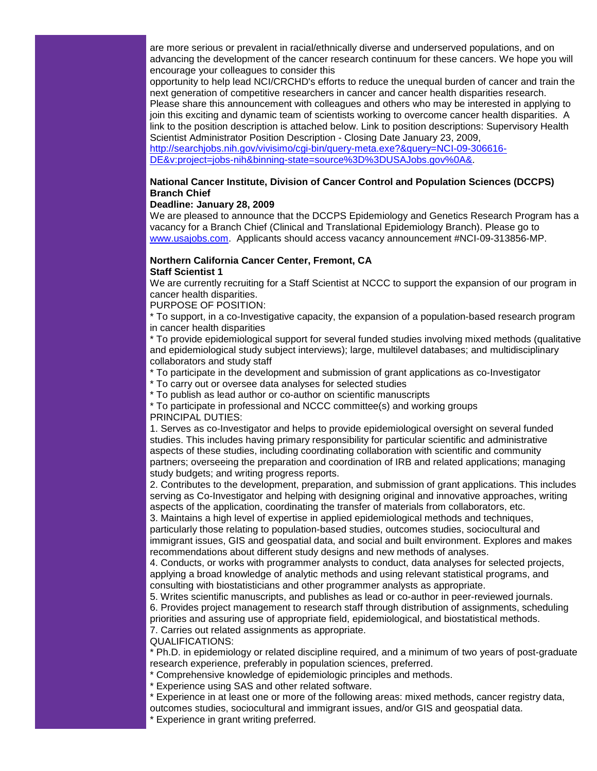are more serious or prevalent in racial/ethnically diverse and underserved populations, and on advancing the development of the cancer research continuum for these cancers. We hope you will encourage your colleagues to consider this opportunity to help lead NCI/CRCHD's efforts to reduce the unequal burden of cancer and train the next generation of competitive researchers in cancer and cancer health disparities research. Please share this announcement with colleagues and others who may be interested in applying to join this exciting and dynamic team of scientists working to overcome cancer health disparities. A link to the position description is attached below. Link to position descriptions: Supervisory Health Scientist Administrator Position Description - Closing Date January 23, 2009, [http://searchjobs.nih.gov/vivisimo/cgi-bin/query-meta.exe?&query=NCI-09-306616-DE&v:project=jobs-nih&binning-state=source%3D%3DUSAJobs.gov%0A&](http://searchjobs.nih.gov/vivisimo/cgi-bin/query-meta.exe?&query=NCI-09-306616-DE&v:project=jobs-nih&binning-state=source%3D%3DUSAJobs.gov%0A&).

**National Cancer Institute, Division of Cancer Control and Population Sciences (DCCPS) Branch Chief**
**Deadline: January 28, 2009**
We are pleased to announce that the DCCPS Epidemiology and Genetics Research Program has a vacancy for a Branch Chief (Clinical and Translational Epidemiology Branch). Please go to [www.usajobs.com](www.usajobs.com). Applicants should access vacancy announcement #NCI-09-313856-MP.

**Northern California Cancer Center, Fremont, CA**
**Staff Scientist 1**
We are currently recruiting for a Staff Scientist at NCCC to support the expansion of our program in cancer health disparities.
PURPOSE OF POSITION:
* To support, in a co-Investigative capacity, the expansion of a population-based research program in cancer health disparities
* To provide epidemiological support for several funded studies involving mixed methods (qualitative and epidemiological study subject interviews); large, multilevel databases; and multidisciplinary collaborators and study staff
* To participate in the development and submission of grant applications as co-Investigator
* To carry out or oversee data analyses for selected studies
* To publish as lead author or co-author on scientific manuscripts
* To participate in professional and NCCC committee(s) and working groups
PRINCIPAL DUTIES:
1. Serves as co-Investigator and helps to provide epidemiological oversight on several funded studies. This includes having primary responsibility for particular scientific and administrative aspects of these studies, including coordinating collaboration with scientific and community partners; overseeing the preparation and coordination of IRB and related applications; managing study budgets; and writing progress reports.
2. Contributes to the development, preparation, and submission of grant applications. This includes serving as Co-Investigator and helping with designing original and innovative approaches, writing aspects of the application, coordinating the transfer of materials from collaborators, etc.
3. Maintains a high level of expertise in applied epidemiological methods and techniques, particularly those relating to population-based studies, outcomes studies, sociocultural and immigrant issues, GIS and geospatial data, and social and built environment. Explores and makes recommendations about different study designs and new methods of analyses.
4. Conducts, or works with programmer analysts to conduct, data analyses for selected projects, applying a broad knowledge of analytic methods and using relevant statistical programs, and consulting with biostatisticians and other programmer analysts as appropriate.
5. Writes scientific manuscripts, and publishes as lead or co-author in peer-reviewed journals.
6. Provides project management to research staff through distribution of assignments, scheduling priorities and assuring use of appropriate field, epidemiological, and biostatistical methods.
7. Carries out related assignments as appropriate.
QUALIFICATIONS:
* Ph.D. in epidemiology or related discipline required, and a minimum of two years of post-graduate research experience, preferably in population sciences, preferred.
* Comprehensive knowledge of epidemiologic principles and methods.
* Experience using SAS and other related software.
* Experience in at least one or more of the following areas: mixed methods, cancer registry data, outcomes studies, sociocultural and immigrant issues, and/or GIS and geospatial data.
* Experience in grant writing preferred.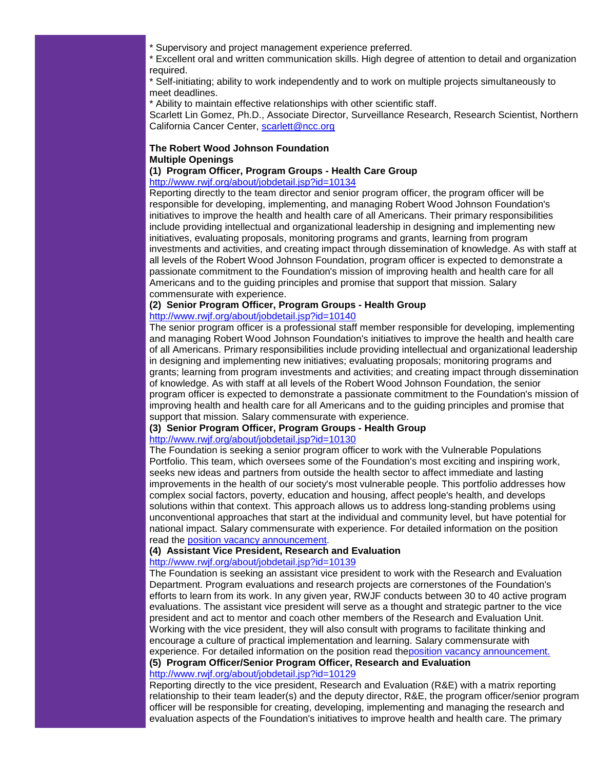* Supervisory and project management experience preferred.
* Excellent oral and written communication skills. High degree of attention to detail and organization required.
* Self-initiating; ability to work independently and to work on multiple projects simultaneously to meet deadlines.
* Ability to maintain effective relationships with other scientific staff.

Scarlett Lin Gomez, Ph.D., Associate Director, Surveillance Research, Research Scientist, Northern California Cancer Center, scarlett@ncc.org

**The Robert Wood Johnson Foundation**
**Multiple Openings**

**(1) Program Officer, Program Groups - Health Care Group**
http://www.rwjf.org/about/jobdetail.jsp?id=10134

Reporting directly to the team director and senior program officer, the program officer will be responsible for developing, implementing, and managing Robert Wood Johnson Foundation's initiatives to improve the health and health care of all Americans. Their primary responsibilities include providing intellectual and organizational leadership in designing and implementing new initiatives, evaluating proposals, monitoring programs and grants, learning from program investments and activities, and creating impact through dissemination of knowledge. As with staff at all levels of the Robert Wood Johnson Foundation, program officer is expected to demonstrate a passionate commitment to the Foundation's mission of improving health and health care for all Americans and to the guiding principles and promise that support that mission. Salary commensurate with experience.

**(2) Senior Program Officer, Program Groups - Health Group**
http://www.rwjf.org/about/jobdetail.jsp?id=10140

The senior program officer is a professional staff member responsible for developing, implementing and managing Robert Wood Johnson Foundation's initiatives to improve the health and health care of all Americans. Primary responsibilities include providing intellectual and organizational leadership in designing and implementing new initiatives; evaluating proposals; monitoring programs and grants; learning from program investments and activities; and creating impact through dissemination of knowledge. As with staff at all levels of the Robert Wood Johnson Foundation, the senior program officer is expected to demonstrate a passionate commitment to the Foundation's mission of improving health and health care for all Americans and to the guiding principles and promise that support that mission. Salary commensurate with experience.

**(3) Senior Program Officer, Program Groups - Health Group**
http://www.rwjf.org/about/jobdetail.jsp?id=10130

The Foundation is seeking a senior program officer to work with the Vulnerable Populations Portfolio. This team, which oversees some of the Foundation's most exciting and inspiring work, seeks new ideas and partners from outside the health sector to affect immediate and lasting improvements in the health of our society's most vulnerable people. This portfolio addresses how complex social factors, poverty, education and housing, affect people's health, and develops solutions within that context. This approach allows us to address long-standing problems using unconventional approaches that start at the individual and community level, but have potential for national impact. Salary commensurate with experience. For detailed information on the position read the position vacancy announcement.

**(4) Assistant Vice President, Research and Evaluation**
http://www.rwjf.org/about/jobdetail.jsp?id=10139

The Foundation is seeking an assistant vice president to work with the Research and Evaluation Department. Program evaluations and research projects are cornerstones of the Foundation's efforts to learn from its work. In any given year, RWJF conducts between 30 to 40 active program evaluations. The assistant vice president will serve as a thought and strategic partner to the vice president and act to mentor and coach other members of the Research and Evaluation Unit. Working with the vice president, they will also consult with programs to facilitate thinking and encourage a culture of practical implementation and learning. Salary commensurate with experience. For detailed information on the position read theposition vacancy announcement.

**(5) Program Officer/Senior Program Officer, Research and Evaluation**
http://www.rwjf.org/about/jobdetail.jsp?id=10129

Reporting directly to the vice president, Research and Evaluation (R&E) with a matrix reporting relationship to their team leader(s) and the deputy director, R&E, the program officer/senior program officer will be responsible for creating, developing, implementing and managing the research and evaluation aspects of the Foundation's initiatives to improve health and health care. The primary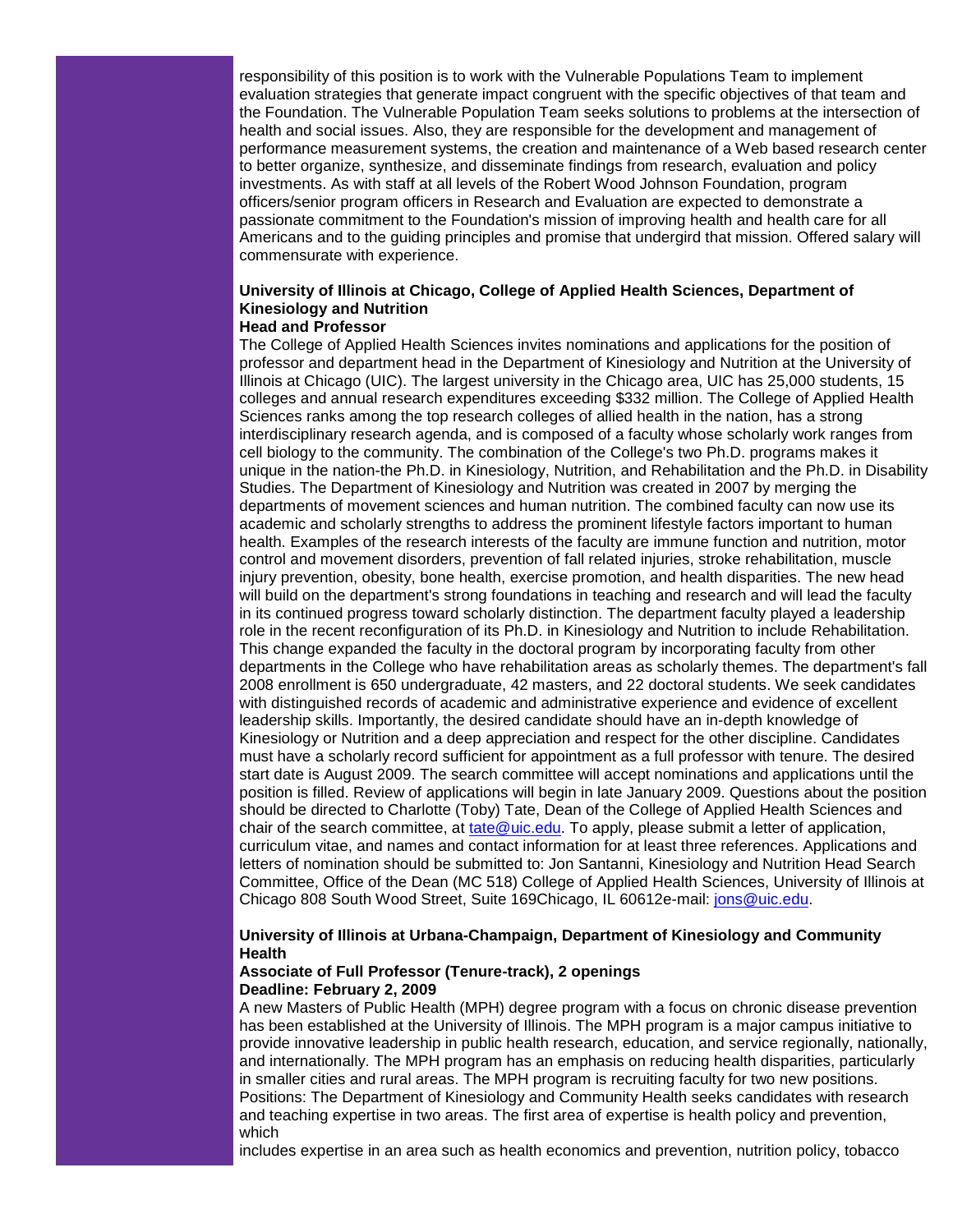responsibility of this position is to work with the Vulnerable Populations Team to implement evaluation strategies that generate impact congruent with the specific objectives of that team and the Foundation. The Vulnerable Population Team seeks solutions to problems at the intersection of health and social issues. Also, they are responsible for the development and management of performance measurement systems, the creation and maintenance of a Web based research center to better organize, synthesize, and disseminate findings from research, evaluation and policy investments. As with staff at all levels of the Robert Wood Johnson Foundation, program officers/senior program officers in Research and Evaluation are expected to demonstrate a passionate commitment to the Foundation's mission of improving health and health care for all Americans and to the guiding principles and promise that undergird that mission. Offered salary will commensurate with experience.

**University of Illinois at Chicago, College of Applied Health Sciences, Department of Kinesiology and Nutrition**
**Head and Professor**

The College of Applied Health Sciences invites nominations and applications for the position of professor and department head in the Department of Kinesiology and Nutrition at the University of Illinois at Chicago (UIC). The largest university in the Chicago area, UIC has 25,000 students, 15 colleges and annual research expenditures exceeding $332 million. The College of Applied Health Sciences ranks among the top research colleges of allied health in the nation, has a strong interdisciplinary research agenda, and is composed of a faculty whose scholarly work ranges from cell biology to the community. The combination of the College's two Ph.D. programs makes it unique in the nation-the Ph.D. in Kinesiology, Nutrition, and Rehabilitation and the Ph.D. in Disability Studies. The Department of Kinesiology and Nutrition was created in 2007 by merging the departments of movement sciences and human nutrition. The combined faculty can now use its academic and scholarly strengths to address the prominent lifestyle factors important to human health. Examples of the research interests of the faculty are immune function and nutrition, motor control and movement disorders, prevention of fall related injuries, stroke rehabilitation, muscle injury prevention, obesity, bone health, exercise promotion, and health disparities. The new head will build on the department's strong foundations in teaching and research and will lead the faculty in its continued progress toward scholarly distinction. The department faculty played a leadership role in the recent reconfiguration of its Ph.D. in Kinesiology and Nutrition to include Rehabilitation. This change expanded the faculty in the doctoral program by incorporating faculty from other departments in the College who have rehabilitation areas as scholarly themes. The department's fall 2008 enrollment is 650 undergraduate, 42 masters, and 22 doctoral students. We seek candidates with distinguished records of academic and administrative experience and evidence of excellent leadership skills. Importantly, the desired candidate should have an in-depth knowledge of Kinesiology or Nutrition and a deep appreciation and respect for the other discipline. Candidates must have a scholarly record sufficient for appointment as a full professor with tenure. The desired start date is August 2009. The search committee will accept nominations and applications until the position is filled. Review of applications will begin in late January 2009. Questions about the position should be directed to Charlotte (Toby) Tate, Dean of the College of Applied Health Sciences and chair of the search committee, at tate@uic.edu. To apply, please submit a letter of application, curriculum vitae, and names and contact information for at least three references. Applications and letters of nomination should be submitted to: Jon Santanni, Kinesiology and Nutrition Head Search Committee, Office of the Dean (MC 518) College of Applied Health Sciences, University of Illinois at Chicago 808 South Wood Street, Suite 169Chicago, IL 60612e-mail: jons@uic.edu.

**University of Illinois at Urbana-Champaign, Department of Kinesiology and Community Health**
**Associate of Full Professor (Tenure-track), 2 openings**
**Deadline: February 2, 2009**

A new Masters of Public Health (MPH) degree program with a focus on chronic disease prevention has been established at the University of Illinois. The MPH program is a major campus initiative to provide innovative leadership in public health research, education, and service regionally, nationally, and internationally. The MPH program has an emphasis on reducing health disparities, particularly in smaller cities and rural areas. The MPH program is recruiting faculty for two new positions. Positions: The Department of Kinesiology and Community Health seeks candidates with research and teaching expertise in two areas. The first area of expertise is health policy and prevention, which
includes expertise in an area such as health economics and prevention, nutrition policy, tobacco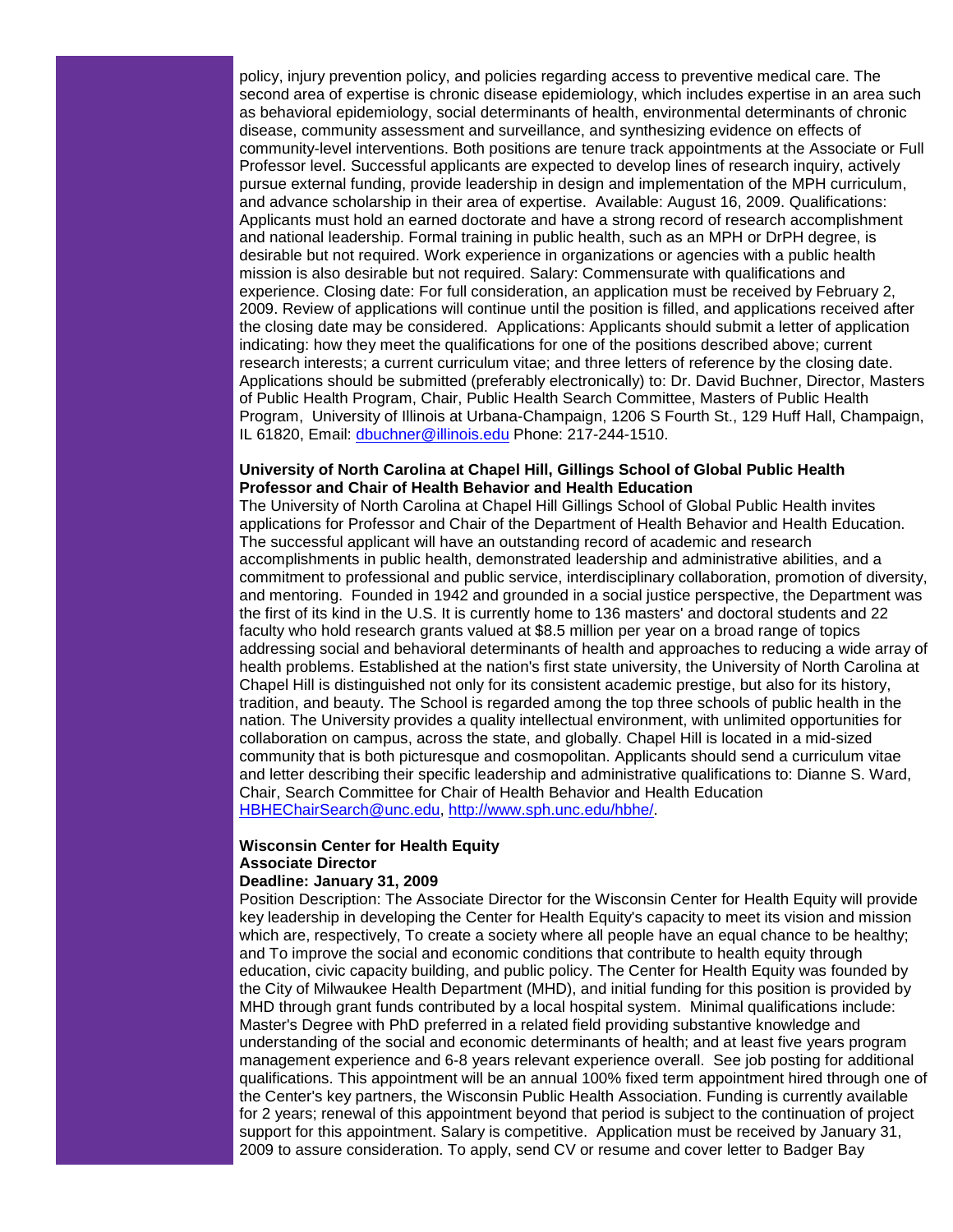policy, injury prevention policy, and policies regarding access to preventive medical care. The second area of expertise is chronic disease epidemiology, which includes expertise in an area such as behavioral epidemiology, social determinants of health, environmental determinants of chronic disease, community assessment and surveillance, and synthesizing evidence on effects of community-level interventions. Both positions are tenure track appointments at the Associate or Full Professor level. Successful applicants are expected to develop lines of research inquiry, actively pursue external funding, provide leadership in design and implementation of the MPH curriculum, and advance scholarship in their area of expertise. Available: August 16, 2009. Qualifications: Applicants must hold an earned doctorate and have a strong record of research accomplishment and national leadership. Formal training in public health, such as an MPH or DrPH degree, is desirable but not required. Work experience in organizations or agencies with a public health mission is also desirable but not required. Salary: Commensurate with qualifications and experience. Closing date: For full consideration, an application must be received by February 2, 2009. Review of applications will continue until the position is filled, and applications received after the closing date may be considered. Applications: Applicants should submit a letter of application indicating: how they meet the qualifications for one of the positions described above; current research interests; a current curriculum vitae; and three letters of reference by the closing date. Applications should be submitted (preferably electronically) to: Dr. David Buchner, Director, Masters of Public Health Program, Chair, Public Health Search Committee, Masters of Public Health Program, University of Illinois at Urbana-Champaign, 1206 S Fourth St., 129 Huff Hall, Champaign, IL 61820, Email: dbuchner@illinois.edu Phone: 217-244-1510.

**University of North Carolina at Chapel Hill, Gillings School of Global Public Health**
**Professor and Chair of Health Behavior and Health Education**

The University of North Carolina at Chapel Hill Gillings School of Global Public Health invites applications for Professor and Chair of the Department of Health Behavior and Health Education. The successful applicant will have an outstanding record of academic and research accomplishments in public health, demonstrated leadership and administrative abilities, and a commitment to professional and public service, interdisciplinary collaboration, promotion of diversity, and mentoring. Founded in 1942 and grounded in a social justice perspective, the Department was the first of its kind in the U.S. It is currently home to 136 masters' and doctoral students and 22 faculty who hold research grants valued at $8.5 million per year on a broad range of topics addressing social and behavioral determinants of health and approaches to reducing a wide array of health problems. Established at the nation's first state university, the University of North Carolina at Chapel Hill is distinguished not only for its consistent academic prestige, but also for its history, tradition, and beauty. The School is regarded among the top three schools of public health in the nation. The University provides a quality intellectual environment, with unlimited opportunities for collaboration on campus, across the state, and globally. Chapel Hill is located in a mid-sized community that is both picturesque and cosmopolitan. Applicants should send a curriculum vitae and letter describing their specific leadership and administrative qualifications to: Dianne S. Ward, Chair, Search Committee for Chair of Health Behavior and Health Education HBHEChairSearch@unc.edu, http://www.sph.unc.edu/hbhe/.

**Wisconsin Center for Health Equity**
**Associate Director**
**Deadline: January 31, 2009**

Position Description: The Associate Director for the Wisconsin Center for Health Equity will provide key leadership in developing the Center for Health Equity's capacity to meet its vision and mission which are, respectively, To create a society where all people have an equal chance to be healthy; and To improve the social and economic conditions that contribute to health equity through education, civic capacity building, and public policy. The Center for Health Equity was founded by the City of Milwaukee Health Department (MHD), and initial funding for this position is provided by MHD through grant funds contributed by a local hospital system. Minimal qualifications include: Master's Degree with PhD preferred in a related field providing substantive knowledge and understanding of the social and economic determinants of health; and at least five years program management experience and 6-8 years relevant experience overall. See job posting for additional qualifications. This appointment will be an annual 100% fixed term appointment hired through one of the Center's key partners, the Wisconsin Public Health Association. Funding is currently available for 2 years; renewal of this appointment beyond that period is subject to the continuation of project support for this appointment. Salary is competitive. Application must be received by January 31, 2009 to assure consideration. To apply, send CV or resume and cover letter to Badger Bay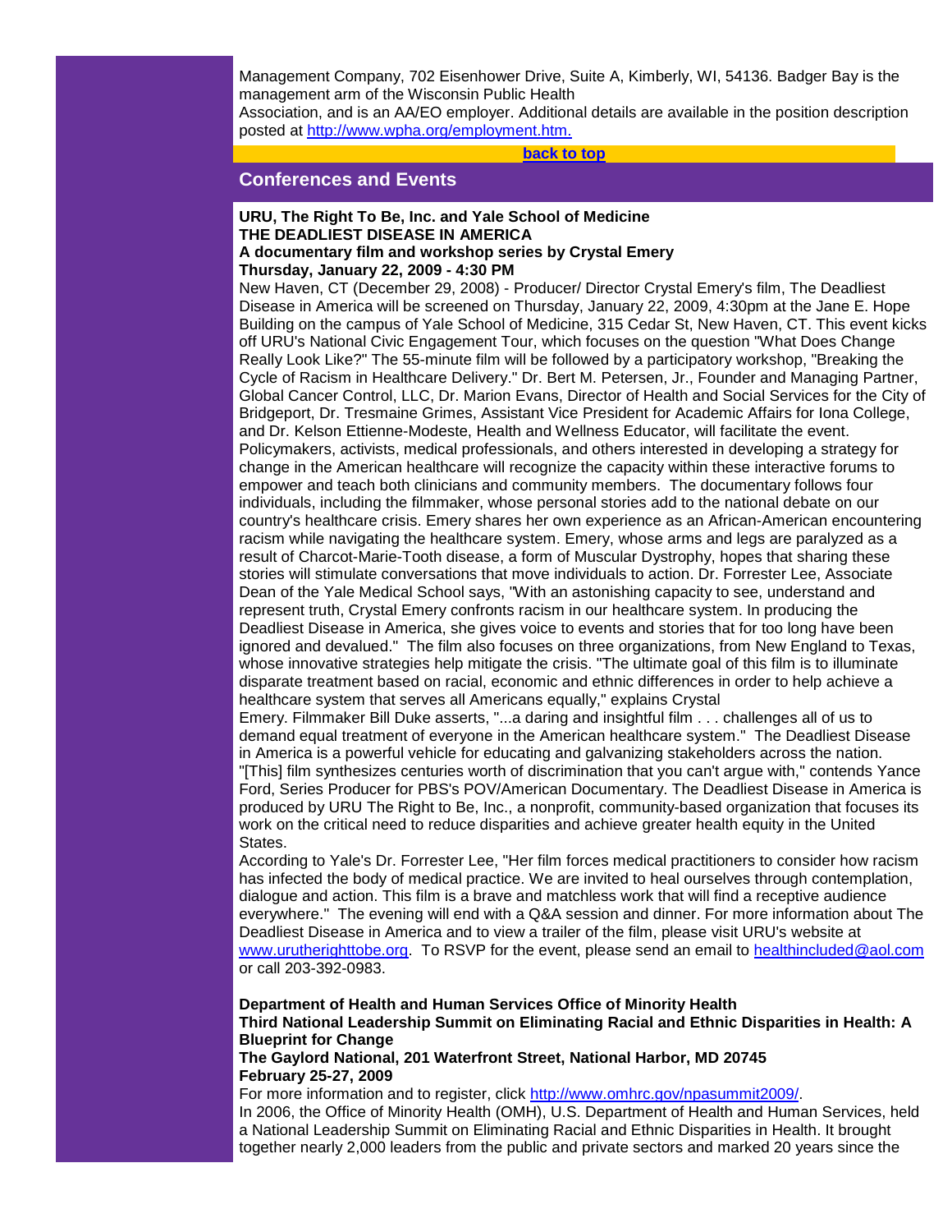Management Company, 702 Eisenhower Drive, Suite A, Kimberly, WI, 54136. Badger Bay is the management arm of the Wisconsin Public Health Association, and is an AA/EO employer. Additional details are available in the position description posted at [http://www.wpha.org/employment.htm.](http://www.wpha.org/employment.htm)

[back to top](#)

## Conferences and Events

**URU, The Right To Be, Inc. and Yale School of Medicine**
**THE DEADLIEST DISEASE IN AMERICA**
**A documentary film and workshop series by Crystal Emery**
**Thursday, January 22, 2009 - 4:30 PM**

New Haven, CT (December 29, 2008) - Producer/ Director Crystal Emery's film, The Deadliest Disease in America will be screened on Thursday, January 22, 2009, 4:30pm at the Jane E. Hope Building on the campus of Yale School of Medicine, 315 Cedar St, New Haven, CT. This event kicks off URU's National Civic Engagement Tour, which focuses on the question "What Does Change Really Look Like?" The 55-minute film will be followed by a participatory workshop, "Breaking the Cycle of Racism in Healthcare Delivery." Dr. Bert M. Petersen, Jr., Founder and Managing Partner, Global Cancer Control, LLC, Dr. Marion Evans, Director of Health and Social Services for the City of Bridgeport, Dr. Tresmaine Grimes, Assistant Vice President for Academic Affairs for Iona College, and Dr. Kelson Ettienne-Modeste, Health and Wellness Educator, will facilitate the event. Policymakers, activists, medical professionals, and others interested in developing a strategy for change in the American healthcare will recognize the capacity within these interactive forums to empower and teach both clinicians and community members. The documentary follows four individuals, including the filmmaker, whose personal stories add to the national debate on our country's healthcare crisis. Emery shares her own experience as an African-American encountering racism while navigating the healthcare system. Emery, whose arms and legs are paralyzed as a result of Charcot-Marie-Tooth disease, a form of Muscular Dystrophy, hopes that sharing these stories will stimulate conversations that move individuals to action. Dr. Forrester Lee, Associate Dean of the Yale Medical School says, "With an astonishing capacity to see, understand and represent truth, Crystal Emery confronts racism in our healthcare system. In producing the Deadliest Disease in America, she gives voice to events and stories that for too long have been ignored and devalued." The film also focuses on three organizations, from New England to Texas, whose innovative strategies help mitigate the crisis. "The ultimate goal of this film is to illuminate disparate treatment based on racial, economic and ethnic differences in order to help achieve a healthcare system that serves all Americans equally," explains Crystal Emery. Filmmaker Bill Duke asserts, "...a daring and insightful film . . . challenges all of us to demand equal treatment of everyone in the American healthcare system." The Deadliest Disease in America is a powerful vehicle for educating and galvanizing stakeholders across the nation. "[This] film synthesizes centuries worth of discrimination that you can't argue with," contends Yance Ford, Series Producer for PBS's POV/American Documentary. The Deadliest Disease in America is produced by URU The Right to Be, Inc., a nonprofit, community-based organization that focuses its work on the critical need to reduce disparities and achieve greater health equity in the United States.

According to Yale's Dr. Forrester Lee, "Her film forces medical practitioners to consider how racism has infected the body of medical practice. We are invited to heal ourselves through contemplation, dialogue and action. This film is a brave and matchless work that will find a receptive audience everywhere." The evening will end with a Q&A session and dinner. For more information about The Deadliest Disease in America and to view a trailer of the film, please visit URU's website at [www.urutherighttobe.org](http://www.urutherighttobe.org). To RSVP for the event, please send an email to [healthincluded@aol.com](mailto:healthincluded@aol.com) or call 203-392-0983.

**Department of Health and Human Services Office of Minority Health**
**Third National Leadership Summit on Eliminating Racial and Ethnic Disparities in Health: A Blueprint for Change**
**The Gaylord National, 201 Waterfront Street, National Harbor, MD 20745**
**February 25-27, 2009**

For more information and to register, click [http://www.omhrc.gov/npasummit2009/](http://www.omhrc.gov/npasummit2009/).
In 2006, the Office of Minority Health (OMH), U.S. Department of Health and Human Services, held a National Leadership Summit on Eliminating Racial and Ethnic Disparities in Health. It brought together nearly 2,000 leaders from the public and private sectors and marked 20 years since the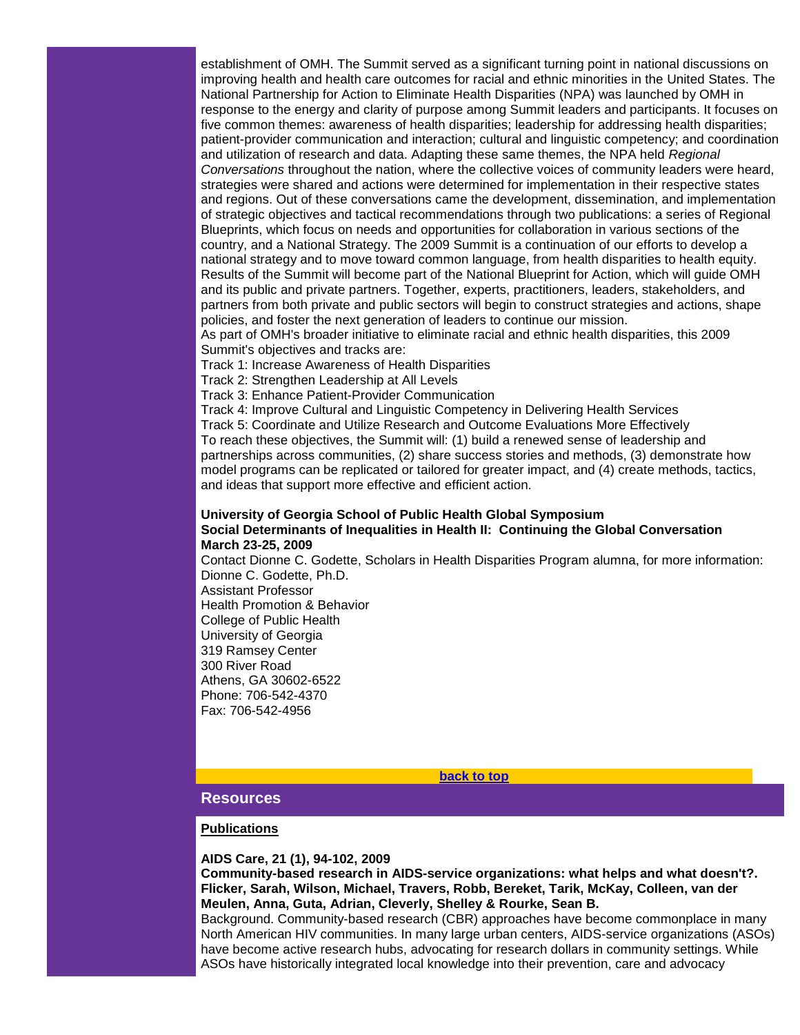establishment of OMH. The Summit served as a significant turning point in national discussions on improving health and health care outcomes for racial and ethnic minorities in the United States. The National Partnership for Action to Eliminate Health Disparities (NPA) was launched by OMH in response to the energy and clarity of purpose among Summit leaders and participants. It focuses on five common themes: awareness of health disparities; leadership for addressing health disparities; patient-provider communication and interaction; cultural and linguistic competency; and coordination and utilization of research and data. Adapting these same themes, the NPA held *Regional Conversations* throughout the nation, where the collective voices of community leaders were heard, strategies were shared and actions were determined for implementation in their respective states and regions. Out of these conversations came the development, dissemination, and implementation of strategic objectives and tactical recommendations through two publications: a series of Regional Blueprints, which focus on needs and opportunities for collaboration in various sections of the country, and a National Strategy. The 2009 Summit is a continuation of our efforts to develop a national strategy and to move toward common language, from health disparities to health equity. Results of the Summit will become part of the National Blueprint for Action, which will guide OMH and its public and private partners. Together, experts, practitioners, leaders, stakeholders, and partners from both private and public sectors will begin to construct strategies and actions, shape policies, and foster the next generation of leaders to continue our mission.

As part of OMH's broader initiative to eliminate racial and ethnic health disparities, this 2009 Summit's objectives and tracks are:

Track 1: Increase Awareness of Health Disparities
Track 2: Strengthen Leadership at All Levels
Track 3: Enhance Patient-Provider Communication
Track 4: Improve Cultural and Linguistic Competency in Delivering Health Services
Track 5: Coordinate and Utilize Research and Outcome Evaluations More Effectively

To reach these objectives, the Summit will: (1) build a renewed sense of leadership and partnerships across communities, (2) share success stories and methods, (3) demonstrate how model programs can be replicated or tailored for greater impact, and (4) create methods, tactics, and ideas that support more effective and efficient action.

**University of Georgia School of Public Health Global Symposium**
**Social Determinants of Inequalities in Health II: Continuing the Global Conversation**
**March 23-25, 2009**

Contact Dionne C. Godette, Scholars in Health Disparities Program alumna, for more information:
Dionne C. Godette, Ph.D.
Assistant Professor
Health Promotion & Behavior
College of Public Health
University of Georgia
319 Ramsey Center
300 River Road
Athens, GA 30602-6522
Phone: 706-542-4370
Fax: 706-542-4956

**back to top**

## Resources

**Publications**

**AIDS Care, 21 (1), 94-102, 2009**
**Community-based research in AIDS-service organizations: what helps and what doesn't?. Flicker, Sarah, Wilson, Michael, Travers, Robb, Bereket, Tarik, McKay, Colleen, van der Meulen, Anna, Guta, Adrian, Cleverly, Shelley & Rourke, Sean B.**

Background. Community-based research (CBR) approaches have become commonplace in many North American HIV communities. In many large urban centers, AIDS-service organizations (ASOs) have become active research hubs, advocating for research dollars in community settings. While ASOs have historically integrated local knowledge into their prevention, care and advocacy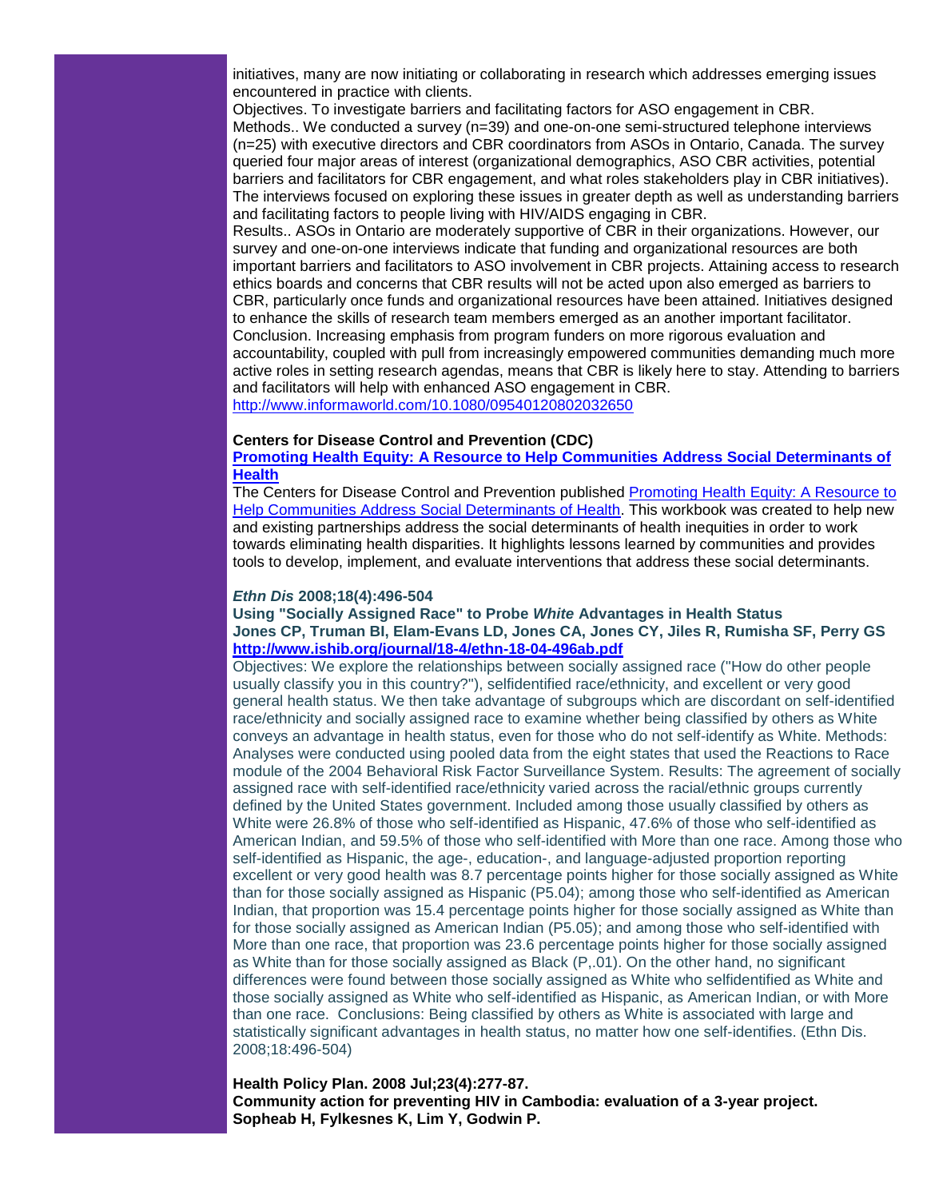initiatives, many are now initiating or collaborating in research which addresses emerging issues encountered in practice with clients.

Objectives. To investigate barriers and facilitating factors for ASO engagement in CBR.

Methods.. We conducted a survey (n=39) and one-on-one semi-structured telephone interviews (n=25) with executive directors and CBR coordinators from ASOs in Ontario, Canada. The survey queried four major areas of interest (organizational demographics, ASO CBR activities, potential barriers and facilitators for CBR engagement, and what roles stakeholders play in CBR initiatives). The interviews focused on exploring these issues in greater depth as well as understanding barriers and facilitating factors to people living with HIV/AIDS engaging in CBR.

Results.. ASOs in Ontario are moderately supportive of CBR in their organizations. However, our survey and one-on-one interviews indicate that funding and organizational resources are both important barriers and facilitators to ASO involvement in CBR projects. Attaining access to research ethics boards and concerns that CBR results will not be acted upon also emerged as barriers to CBR, particularly once funds and organizational resources have been attained. Initiatives designed to enhance the skills of research team members emerged as an another important facilitator.

Conclusion. Increasing emphasis from program funders on more rigorous evaluation and accountability, coupled with pull from increasingly empowered communities demanding much more active roles in setting research agendas, means that CBR is likely here to stay. Attending to barriers and facilitators will help with enhanced ASO engagement in CBR.

http://www.informaworld.com/10.1080/09540120802032650

**Centers for Disease Control and Prevention (CDC)**

**Promoting Health Equity: A Resource to Help Communities Address Social Determinants of Health**

The Centers for Disease Control and Prevention published Promoting Health Equity: A Resource to Help Communities Address Social Determinants of Health. This workbook was created to help new and existing partnerships address the social determinants of health inequities in order to work towards eliminating health disparities. It highlights lessons learned by communities and provides tools to develop, implement, and evaluate interventions that address these social determinants.

***Ethn Dis* 2008;18(4):496-504**

**Using "Socially Assigned Race" to Probe *White* Advantages in Health Status**

**Jones CP, Truman BI, Elam-Evans LD, Jones CA, Jones CY, Jiles R, Rumisha SF, Perry GS**

**http://www.ishib.org/journal/18-4/ethn-18-04-496ab.pdf**

Objectives: We explore the relationships between socially assigned race ("How do other people usually classify you in this country?"), selfidentified race/ethnicity, and excellent or very good general health status. We then take advantage of subgroups which are discordant on self-identified race/ethnicity and socially assigned race to examine whether being classified by others as White conveys an advantage in health status, even for those who do not self-identify as White. Methods: Analyses were conducted using pooled data from the eight states that used the Reactions to Race module of the 2004 Behavioral Risk Factor Surveillance System. Results: The agreement of socially assigned race with self-identified race/ethnicity varied across the racial/ethnic groups currently defined by the United States government. Included among those usually classified by others as White were 26.8% of those who self-identified as Hispanic, 47.6% of those who self-identified as American Indian, and 59.5% of those who self-identified with More than one race. Among those who self-identified as Hispanic, the age-, education-, and language-adjusted proportion reporting excellent or very good health was 8.7 percentage points higher for those socially assigned as White than for those socially assigned as Hispanic (P5.04); among those who self-identified as American Indian, that proportion was 15.4 percentage points higher for those socially assigned as White than for those socially assigned as American Indian (P5.05); and among those who self-identified with More than one race, that proportion was 23.6 percentage points higher for those socially assigned as White than for those socially assigned as Black (P,.01). On the other hand, no significant differences were found between those socially assigned as White who selfidentified as White and those socially assigned as White who self-identified as Hispanic, as American Indian, or with More than one race. Conclusions: Being classified by others as White is associated with large and statistically significant advantages in health status, no matter how one self-identifies. (Ethn Dis. 2008;18:496-504)

**Health Policy Plan. 2008 Jul;23(4):277-87.**

**Community action for preventing HIV in Cambodia: evaluation of a 3-year project.**

**Sopheab H, Fylkesnes K, Lim Y, Godwin P.**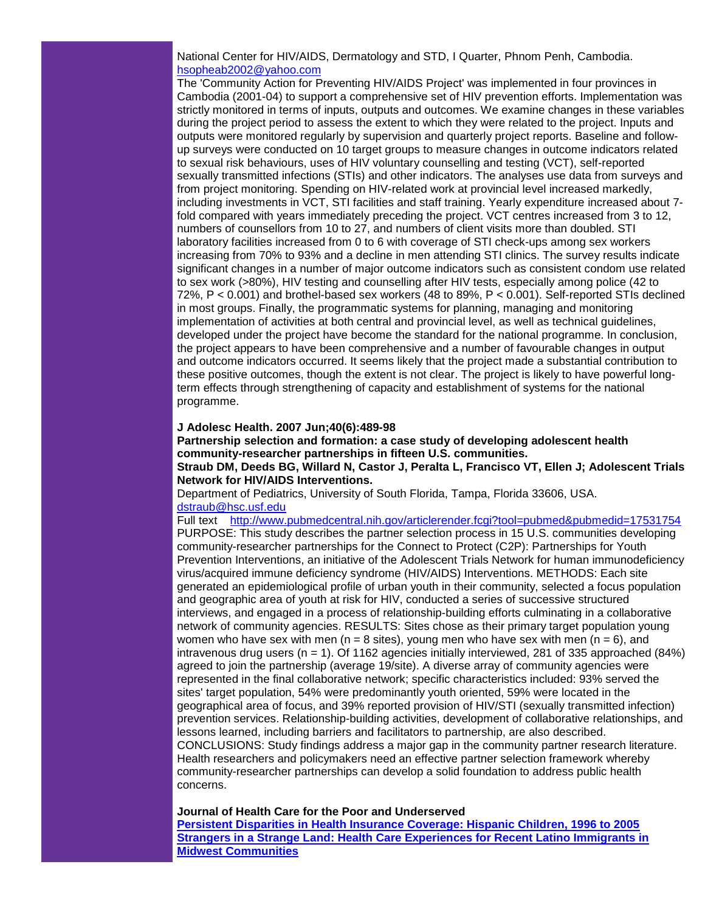National Center for HIV/AIDS, Dermatology and STD, I Quarter, Phnom Penh, Cambodia.
[hsopheab2002@yahoo.com](mailto:hsopheab2002@yahoo.com)

The 'Community Action for Preventing HIV/AIDS Project' was implemented in four provinces in Cambodia (2001-04) to support a comprehensive set of HIV prevention efforts. Implementation was strictly monitored in terms of inputs, outputs and outcomes. We examine changes in these variables during the project period to assess the extent to which they were related to the project. Inputs and outputs were monitored regularly by supervision and quarterly project reports. Baseline and follow-up surveys were conducted on 10 target groups to measure changes in outcome indicators related to sexual risk behaviours, uses of HIV voluntary counselling and testing (VCT), self-reported sexually transmitted infections (STIs) and other indicators. The analyses use data from surveys and from project monitoring. Spending on HIV-related work at provincial level increased markedly, including investments in VCT, STI facilities and staff training. Yearly expenditure increased about 7-fold compared with years immediately preceding the project. VCT centres increased from 3 to 12, numbers of counsellors from 10 to 27, and numbers of client visits more than doubled. STI laboratory facilities increased from 0 to 6 with coverage of STI check-ups among sex workers increasing from 70% to 93% and a decline in men attending STI clinics. The survey results indicate significant changes in a number of major outcome indicators such as consistent condom use related to sex work (>80%), HIV testing and counselling after HIV tests, especially among police (42 to 72%, $P < 0.001$) and brothel-based sex workers (48 to 89%, $P < 0.001$). Self-reported STIs declined in most groups. Finally, the programmatic systems for planning, managing and monitoring implementation of activities at both central and provincial level, as well as technical guidelines, developed under the project have become the standard for the national programme. In conclusion, the project appears to have been comprehensive and a number of favourable changes in output and outcome indicators occurred. It seems likely that the project made a substantial contribution to these positive outcomes, though the extent is not clear. The project is likely to have powerful long-term effects through strengthening of capacity and establishment of systems for the national programme.

**J Adolesc Health. 2007 Jun;40(6):489-98**
**Partnership selection and formation: a case study of developing adolescent health community-researcher partnerships in fifteen U.S. communities.**
**Straub DM, Deeds BG, Willard N, Castor J, Peralta L, Francisco VT, Ellen J; Adolescent Trials Network for HIV/AIDS Interventions.**
Department of Pediatrics, University of South Florida, Tampa, Florida 33606, USA.
[dstraub@hsc.usf.edu](mailto:dstraub@hsc.usf.edu)
Full text [http://www.pubmedcentral.nih.gov/articlerender.fcgi?tool=pubmed&pubmedid=17531754](http://www.pubmedcentral.nih.gov/articlerender.fcgi?tool=pubmed&pubmedid=17531754)

PURPOSE: This study describes the partner selection process in 15 U.S. communities developing community-researcher partnerships for the Connect to Protect (C2P): Partnerships for Youth Prevention Interventions, an initiative of the Adolescent Trials Network for human immunodeficiency virus/acquired immune deficiency syndrome (HIV/AIDS) Interventions. METHODS: Each site generated an epidemiological profile of urban youth in their community, selected a focus population and geographic area of youth at risk for HIV, conducted a series of successive structured interviews, and engaged in a process of relationship-building efforts culminating in a collaborative network of community agencies. RESULTS: Sites chose as their primary target population young women who have sex with men (n = 8 sites), young men who have sex with men (n = 6), and intravenous drug users (n = 1). Of 1162 agencies initially interviewed, 281 of 335 approached (84%) agreed to join the partnership (average 19/site). A diverse array of community agencies were represented in the final collaborative network; specific characteristics included: 93% served the sites' target population, 54% were predominantly youth oriented, 59% were located in the geographical area of focus, and 39% reported provision of HIV/STI (sexually transmitted infection) prevention services. Relationship-building activities, development of collaborative relationships, and lessons learned, including barriers and facilitators to partnership, are also described. CONCLUSIONS: Study findings address a major gap in the community partner research literature. Health researchers and policymakers need an effective partner selection framework whereby community-researcher partnerships can develop a solid foundation to address public health concerns.

**Journal of Health Care for the Poor and Underserved**
**Persistent Disparities in Health Insurance Coverage: Hispanic Children, 1996 to 2005**
**Strangers in a Strange Land: Health Care Experiences for Recent Latino Immigrants in Midwest Communities**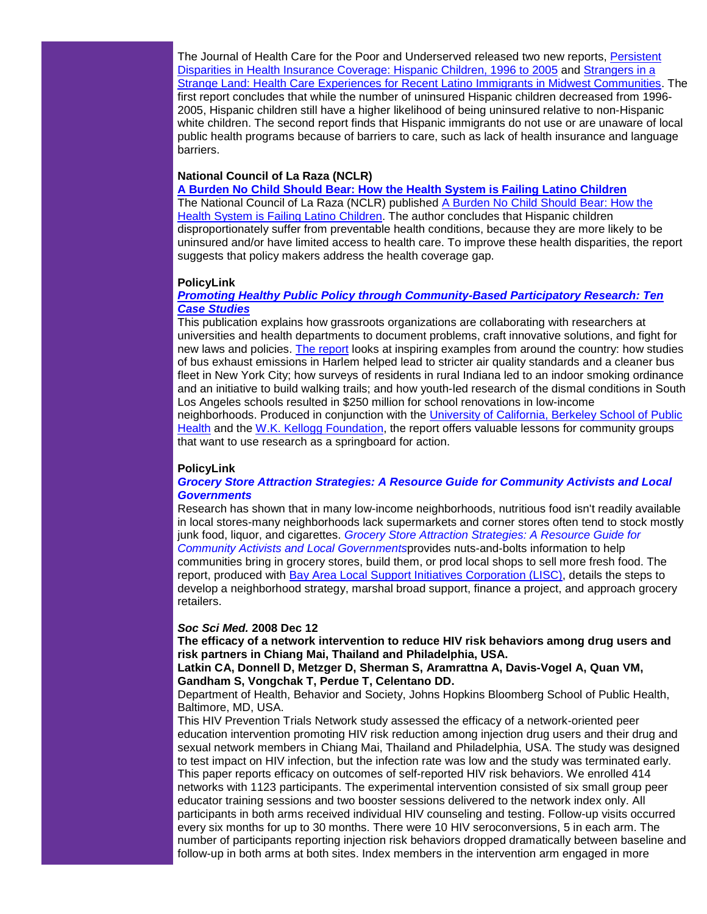The Journal of Health Care for the Poor and Underserved released two new reports, Persistent Disparities in Health Insurance Coverage: Hispanic Children, 1996 to 2005 and Strangers in a Strange Land: Health Care Experiences for Recent Latino Immigrants in Midwest Communities. The first report concludes that while the number of uninsured Hispanic children decreased from 1996-2005, Hispanic children still have a higher likelihood of being uninsured relative to non-Hispanic white children. The second report finds that Hispanic immigrants do not use or are unaware of local public health programs because of barriers to care, such as lack of health insurance and language barriers.

**National Council of La Raza (NCLR)**
**A Burden No Child Should Bear: How the Health System is Failing Latino Children**
The National Council of La Raza (NCLR) published A Burden No Child Should Bear: How the Health System is Failing Latino Children. The author concludes that Hispanic children disproportionately suffer from preventable health conditions, because they are more likely to be uninsured and/or have limited access to health care. To improve these health disparities, the report suggests that policy makers address the health coverage gap.

**PolicyLink**
***Promoting Healthy Public Policy through Community-Based Participatory Research: Ten Case Studies***
This publication explains how grassroots organizations are collaborating with researchers at universities and health departments to document problems, craft innovative solutions, and fight for new laws and policies. The report looks at inspiring examples from around the country: how studies of bus exhaust emissions in Harlem helped lead to stricter air quality standards and a cleaner bus fleet in New York City; how surveys of residents in rural Indiana led to an indoor smoking ordinance and an initiative to build walking trails; and how youth-led research of the dismal conditions in South Los Angeles schools resulted in $250 million for school renovations in low-income neighborhoods. Produced in conjunction with the University of California, Berkeley School of Public Health and the W.K. Kellogg Foundation, the report offers valuable lessons for community groups that want to use research as a springboard for action.

**PolicyLink**
***Grocery Store Attraction Strategies: A Resource Guide for Community Activists and Local Governments***
Research has shown that in many low-income neighborhoods, nutritious food isn't readily available in local stores-many neighborhoods lack supermarkets and corner stores often tend to stock mostly junk food, liquor, and cigarettes. *Grocery Store Attraction Strategies: A Resource Guide for Community Activists and Local Governments*provides nuts-and-bolts information to help communities bring in grocery stores, build them, or prod local shops to sell more fresh food. The report, produced with Bay Area Local Support Initiatives Corporation (LISC), details the steps to develop a neighborhood strategy, marshal broad support, finance a project, and approach grocery retailers.

***Soc Sci Med.* 2008 Dec 12**
**The efficacy of a network intervention to reduce HIV risk behaviors among drug users and risk partners in Chiang Mai, Thailand and Philadelphia, USA.**
**Latkin CA, Donnell D, Metzger D, Sherman S, Aramrattna A, Davis-Vogel A, Quan VM, Gandham S, Vongchak T, Perdue T, Celentano DD.**
Department of Health, Behavior and Society, Johns Hopkins Bloomberg School of Public Health, Baltimore, MD, USA.
This HIV Prevention Trials Network study assessed the efficacy of a network-oriented peer education intervention promoting HIV risk reduction among injection drug users and their drug and sexual network members in Chiang Mai, Thailand and Philadelphia, USA. The study was designed to test impact on HIV infection, but the infection rate was low and the study was terminated early. This paper reports efficacy on outcomes of self-reported HIV risk behaviors. We enrolled 414 networks with 1123 participants. The experimental intervention consisted of six small group peer educator training sessions and two booster sessions delivered to the network index only. All participants in both arms received individual HIV counseling and testing. Follow-up visits occurred every six months for up to 30 months. There were 10 HIV seroconversions, 5 in each arm. The number of participants reporting injection risk behaviors dropped dramatically between baseline and follow-up in both arms at both sites. Index members in the intervention arm engaged in more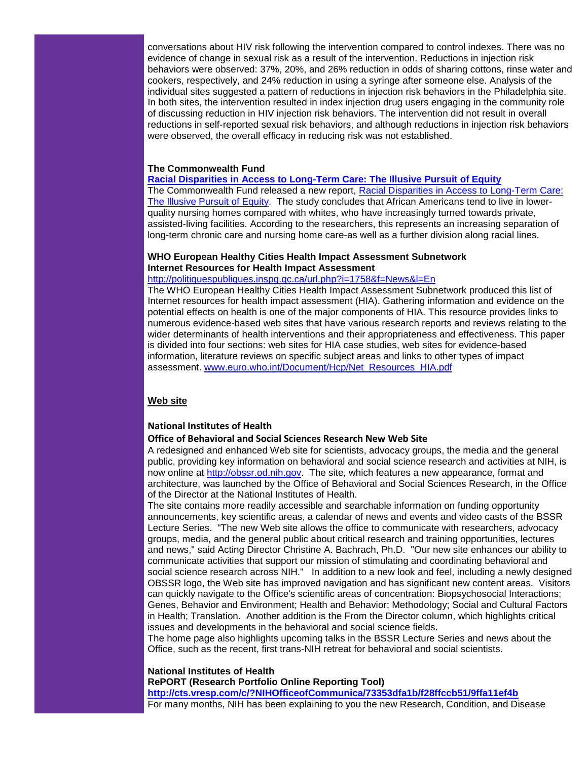conversations about HIV risk following the intervention compared to control indexes. There was no evidence of change in sexual risk as a result of the intervention. Reductions in injection risk behaviors were observed: 37%, 20%, and 26% reduction in odds of sharing cottons, rinse water and cookers, respectively, and 24% reduction in using a syringe after someone else. Analysis of the individual sites suggested a pattern of reductions in injection risk behaviors in the Philadelphia site. In both sites, the intervention resulted in index injection drug users engaging in the community role of discussing reduction in HIV injection risk behaviors. The intervention did not result in overall reductions in self-reported sexual risk behaviors, and although reductions in injection risk behaviors were observed, the overall efficacy in reducing risk was not established.

**The Commonwealth Fund**
**[Racial Disparities in Access to Long-Term Care: The Illusive Pursuit of Equity]**
The Commonwealth Fund released a new report, [Racial Disparities in Access to Long-Term Care: The Illusive Pursuit of Equity]. The study concludes that African Americans tend to live in lower-quality nursing homes compared with whites, who have increasingly turned towards private, assisted-living facilities. According to the researchers, this represents an increasing separation of long-term chronic care and nursing home care-as well as a further division along racial lines.

**WHO European Healthy Cities Health Impact Assessment Subnetwork**
**Internet Resources for Health Impact Assessment**
http://politiquespubliques.inspq.qc.ca/url.php?i=1758&f=News&l=En
The WHO European Healthy Cities Health Impact Assessment Subnetwork produced this list of Internet resources for health impact assessment (HIA). Gathering information and evidence on the potential effects on health is one of the major components of HIA. This resource provides links to numerous evidence-based web sites that have various research reports and reviews relating to the wider determinants of health interventions and their appropriateness and effectiveness. This paper is divided into four sections: web sites for HIA case studies, web sites for evidence-based information, literature reviews on specific subject areas and links to other types of impact assessment. www.euro.who.int/Document/Hcp/Net_Resources_HIA.pdf

## Web site

**National Institutes of Health**
**Office of Behavioral and Social Sciences Research New Web Site**
A redesigned and enhanced Web site for scientists, advocacy groups, the media and the general public, providing key information on behavioral and social science research and activities at NIH, is now online at http://obssr.od.nih.gov. The site, which features a new appearance, format and architecture, was launched by the Office of Behavioral and Social Sciences Research, in the Office of the Director at the National Institutes of Health.
The site contains more readily accessible and searchable information on funding opportunity announcements, key scientific areas, a calendar of news and events and video casts of the BSSR Lecture Series. "The new Web site allows the office to communicate with researchers, advocacy groups, media, and the general public about critical research and training opportunities, lectures and news," said Acting Director Christine A. Bachrach, Ph.D. "Our new site enhances our ability to communicate activities that support our mission of stimulating and coordinating behavioral and social science research across NIH." In addition to a new look and feel, including a newly designed OBSSR logo, the Web site has improved navigation and has significant new content areas. Visitors can quickly navigate to the Office's scientific areas of concentration: Biopsychosocial Interactions; Genes, Behavior and Environment; Health and Behavior; Methodology; Social and Cultural Factors in Health; Translation. Another addition is the From the Director column, which highlights critical issues and developments in the behavioral and social science fields.
The home page also highlights upcoming talks in the BSSR Lecture Series and news about the Office, such as the recent, first trans-NIH retreat for behavioral and social scientists.

**National Institutes of Health**
**RePORT (Research Portfolio Online Reporting Tool)**
**http://cts.vresp.com/c/?NIHOfficeofCommunica/73353dfa1b/f28ffccb51/9ffa11ef4b**
For many months, NIH has been explaining to you the new Research, Condition, and Disease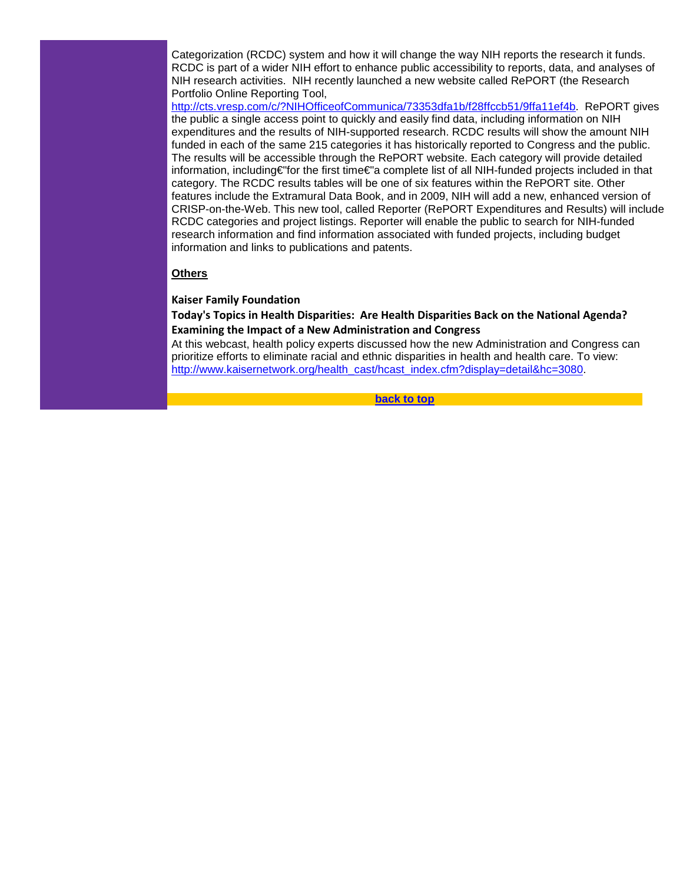Categorization (RCDC) system and how it will change the way NIH reports the research it funds. RCDC is part of a wider NIH effort to enhance public accessibility to reports, data, and analyses of NIH research activities. NIH recently launched a new website called RePORT (the Research Portfolio Online Reporting Tool, http://cts.vresp.com/c/?NIHOfficeofCommunica/73353dfa1b/f28ffccb51/9ffa11ef4b. RePORT gives the public a single access point to quickly and easily find data, including information on NIH expenditures and the results of NIH-supported research. RCDC results will show the amount NIH funded in each of the same 215 categories it has historically reported to Congress and the public. The results will be accessible through the RePORT website. Each category will provide detailed information, including€"for the first time€"a complete list of all NIH-funded projects included in that category. The RCDC results tables will be one of six features within the RePORT site. Other features include the Extramural Data Book, and in 2009, NIH will add a new, enhanced version of CRISP-on-the-Web. This new tool, called Reporter (RePORT Expenditures and Results) will include RCDC categories and project listings. Reporter will enable the public to search for NIH-funded research information and find information associated with funded projects, including budget information and links to publications and patents.

**Others**

**Kaiser Family Foundation**

**Today's Topics in Health Disparities: Are Health Disparities Back on the National Agenda? Examining the Impact of a New Administration and Congress**

At this webcast, health policy experts discussed how the new Administration and Congress can prioritize efforts to eliminate racial and ethnic disparities in health and health care. To view: http://www.kaisernetwork.org/health_cast/hcast_index.cfm?display=detail&hc=3080.

**back to top**